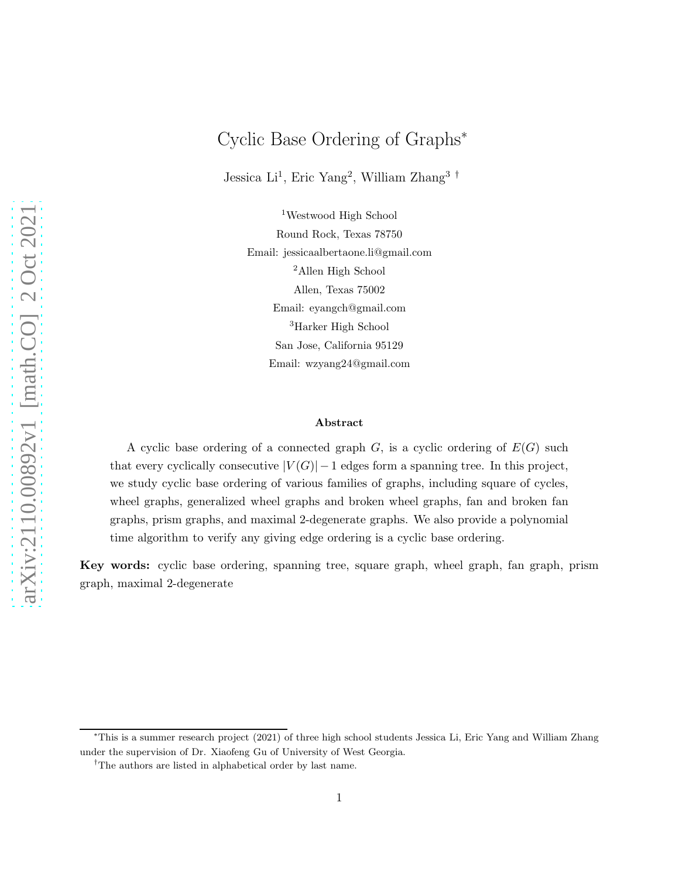# Cyclic Base Ordering of Graphs*

Jessica Li[1], Eric Yang[2], William Zhang[3] †

[1]Westwood High School
Round Rock, Texas 78750
Email: jessicaalbertaone.li@gmail.com

[2]Allen High School
Allen, Texas 75002
Email: eyangch@gmail.com

[3]Harker High School
San Jose, California 95129
Email: wzyang24@gmail.com

### Abstract

A cyclic base ordering of a connected graph $G$, is a cyclic ordering of $E(G)$ such that every cyclically consecutive $|V(G)|-1$ edges form a spanning tree. In this project, we study cyclic base ordering of various families of graphs, including square of cycles, wheel graphs, generalized wheel graphs and broken wheel graphs, fan and broken fan graphs, prism graphs, and maximal 2-degenerate graphs. We also provide a polynomial time algorithm to verify any giving edge ordering is a cyclic base ordering.

**Key words:** cyclic base ordering, spanning tree, square graph, wheel graph, fan graph, prism graph, maximal 2-degenerate

---

*This is a summer research project (2021) of three high school students Jessica Li, Eric Yang and William Zhang under the supervision of Dr. Xiaofeng Gu of University of West Georgia.

†The authors are listed in alphabetical order by last name.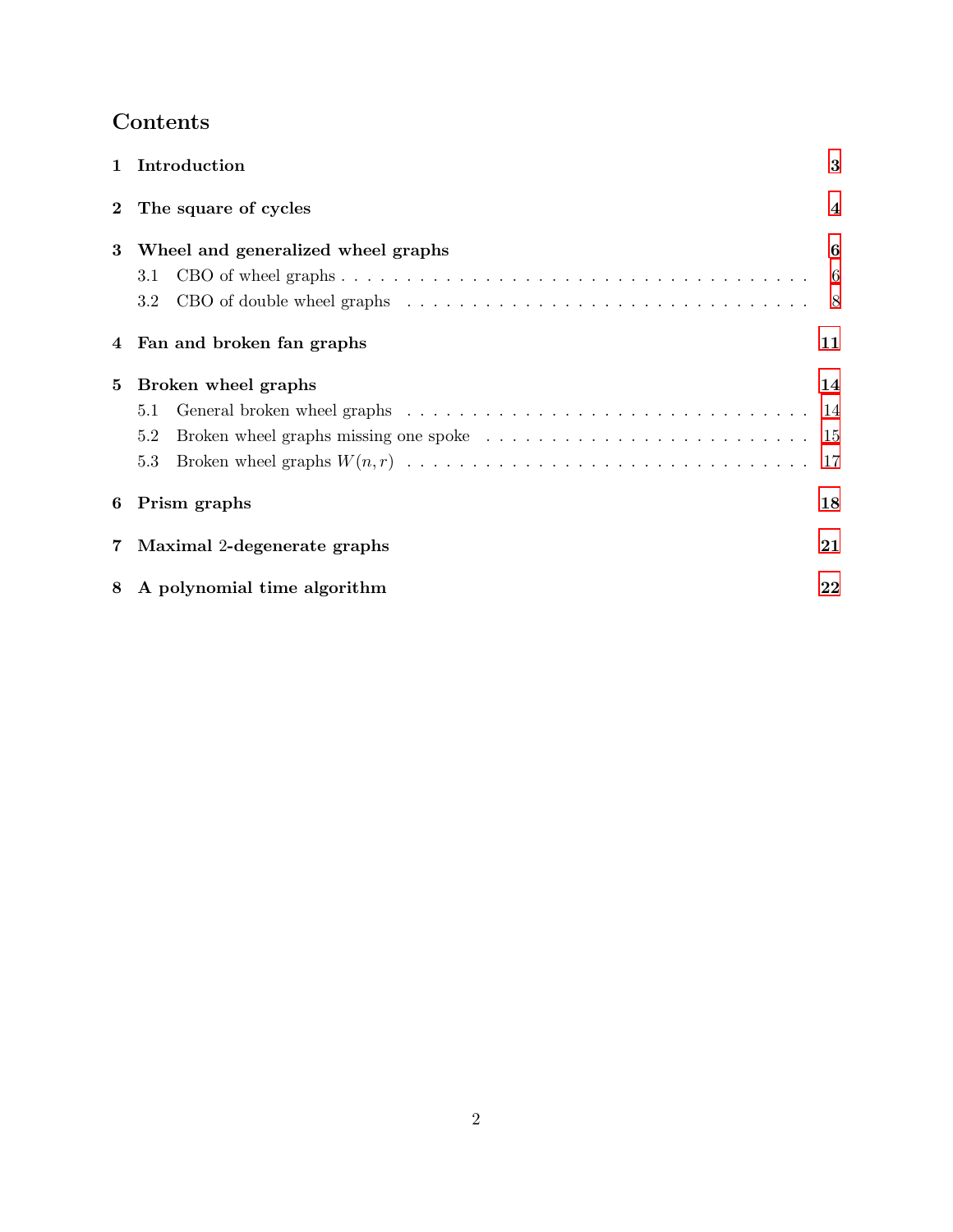## Contents

**1 Introduction** — 3

**2 The square of cycles** — 4

**3 Wheel and generalized wheel graphs** — 6
- 3.1 CBO of wheel graphs — 6
- 3.2 CBO of double wheel graphs — 8

**4 Fan and broken fan graphs** — 11

**5 Broken wheel graphs** — 14
- 5.1 General broken wheel graphs — 14
- 5.2 Broken wheel graphs missing one spoke — 15
- 5.3 Broken wheel graphs $W(n, r)$ — 17

**6 Prism graphs** — 18

**7 Maximal 2-degenerate graphs** — 21

**8 A polynomial time algorithm** — 22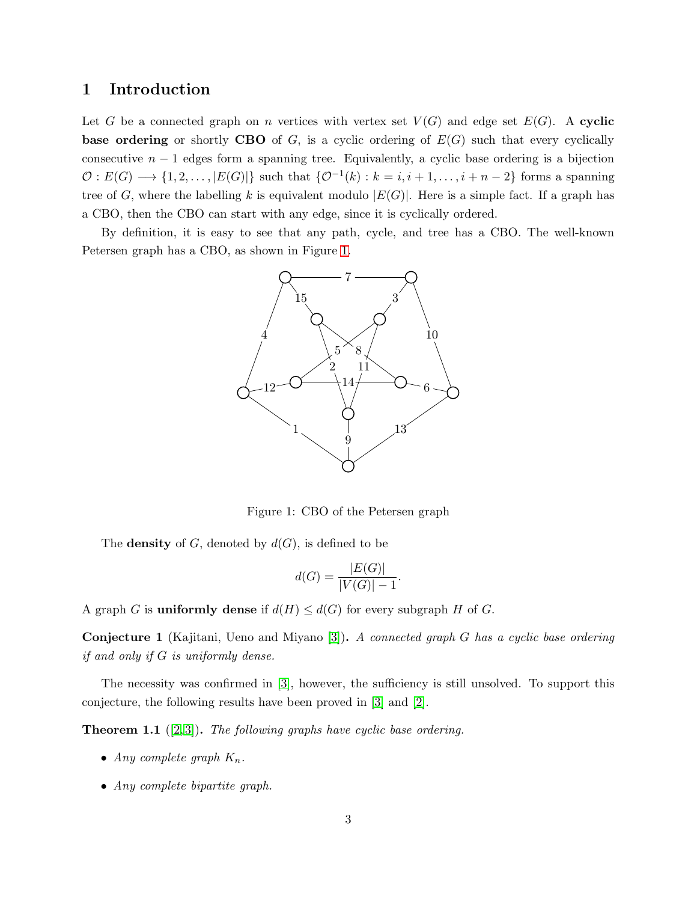## 1 Introduction

Let $G$ be a connected graph on $n$ vertices with vertex set $V(G)$ and edge set $E(G)$. A **cyclic base ordering** or shortly **CBO** of $G$, is a cyclic ordering of $E(G)$ such that every cyclically consecutive $n-1$ edges form a spanning tree. Equivalently, a cyclic base ordering is a bijection $\mathcal{O} : E(G) \longrightarrow \{1, 2, \ldots, |E(G)|\}$ such that $\{\mathcal{O}^{-1}(k) : k = i, i+1, \ldots, i+n-2\}$ forms a spanning tree of $G$, where the labelling $k$ is equivalent modulo $|E(G)|$. Here is a simple fact. If a graph has a CBO, then the CBO can start with any edge, since it is cyclically ordered.

By definition, it is easy to see that any path, cycle, and tree has a CBO. The well-known Petersen graph has a CBO, as shown in Figure 1.

Figure 1: CBO of the Petersen graph

The **density** of $G$, denoted by $d(G)$, is defined to be

$$d(G) = \frac{|E(G)|}{|V(G)| - 1}.$$

A graph $G$ is **uniformly dense** if $d(H) \le d(G)$ for every subgraph $H$ of $G$.

**Conjecture 1** (Kajitani, Ueno and Miyano [3]). *A connected graph $G$ has a cyclic base ordering if and only if $G$ is uniformly dense.*

The necessity was confirmed in [3], however, the sufficiency is still unsolved. To support this conjecture, the following results have been proved in [3] and [2].

**Theorem 1.1** ([2,3]). *The following graphs have cyclic base ordering.*

- *Any complete graph $K_n$.*
- *Any complete bipartite graph.*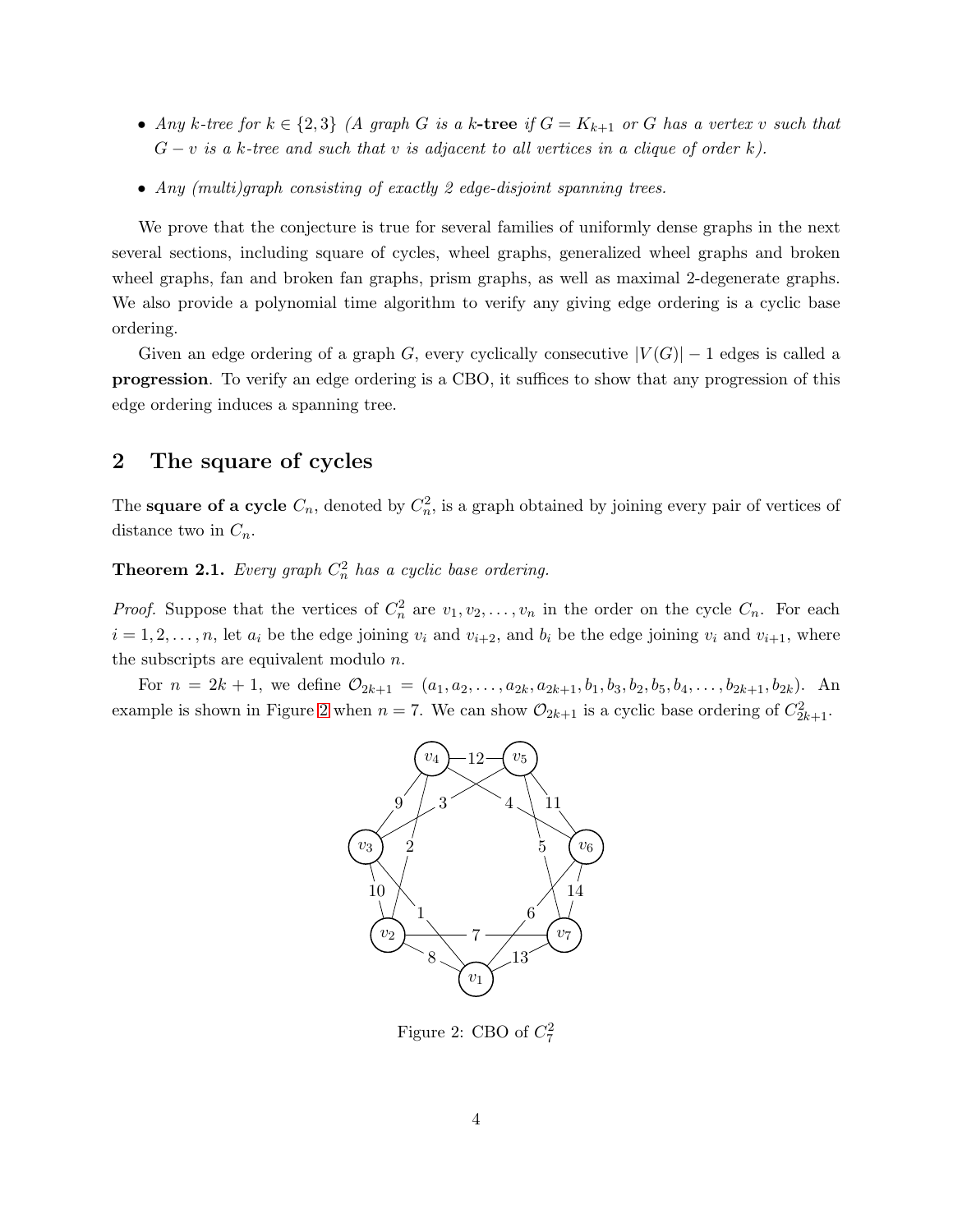- *Any $k$-tree for $k \in \{2, 3\}$ (A graph $G$ is a **$k$-tree** if $G = K_{k+1}$ or $G$ has a vertex $v$ such that $G - v$ is a $k$-tree and such that $v$ is adjacent to all vertices in a clique of order $k$).*
- *Any (multi)graph consisting of exactly 2 edge-disjoint spanning trees.*

We prove that the conjecture is true for several families of uniformly dense graphs in the next several sections, including square of cycles, wheel graphs, generalized wheel graphs and broken wheel graphs, fan and broken fan graphs, prism graphs, as well as maximal 2-degenerate graphs. We also provide a polynomial time algorithm to verify any giving edge ordering is a cyclic base ordering.

Given an edge ordering of a graph $G$, every cyclically consecutive $|V(G)| - 1$ edges is called a **progression**. To verify an edge ordering is a CBO, it suffices to show that any progression of this edge ordering induces a spanning tree.

## 2 The square of cycles

The **square of a cycle** $C_n$, denoted by $C_n^2$, is a graph obtained by joining every pair of vertices of distance two in $C_n$.

**Theorem 2.1.** *Every graph $C_n^2$ has a cyclic base ordering.*

*Proof.* Suppose that the vertices of $C_n^2$ are $v_1, v_2, \ldots, v_n$ in the order on the cycle $C_n$. For each $i = 1, 2, \ldots, n$, let $a_i$ be the edge joining $v_i$ and $v_{i+2}$, and $b_i$ be the edge joining $v_i$ and $v_{i+1}$, where the subscripts are equivalent modulo $n$.

For $n = 2k + 1$, we define $\mathcal{O}_{2k+1} = (a_1, a_2, \ldots, a_{2k}, a_{2k+1}, b_1, b_3, b_2, b_5, b_4, \ldots, b_{2k+1}, b_{2k})$. An example is shown in Figure 2 when $n = 7$. We can show $\mathcal{O}_{2k+1}$ is a cyclic base ordering of $C_{2k+1}^2$.

Figure 2: CBO of $C_7^2$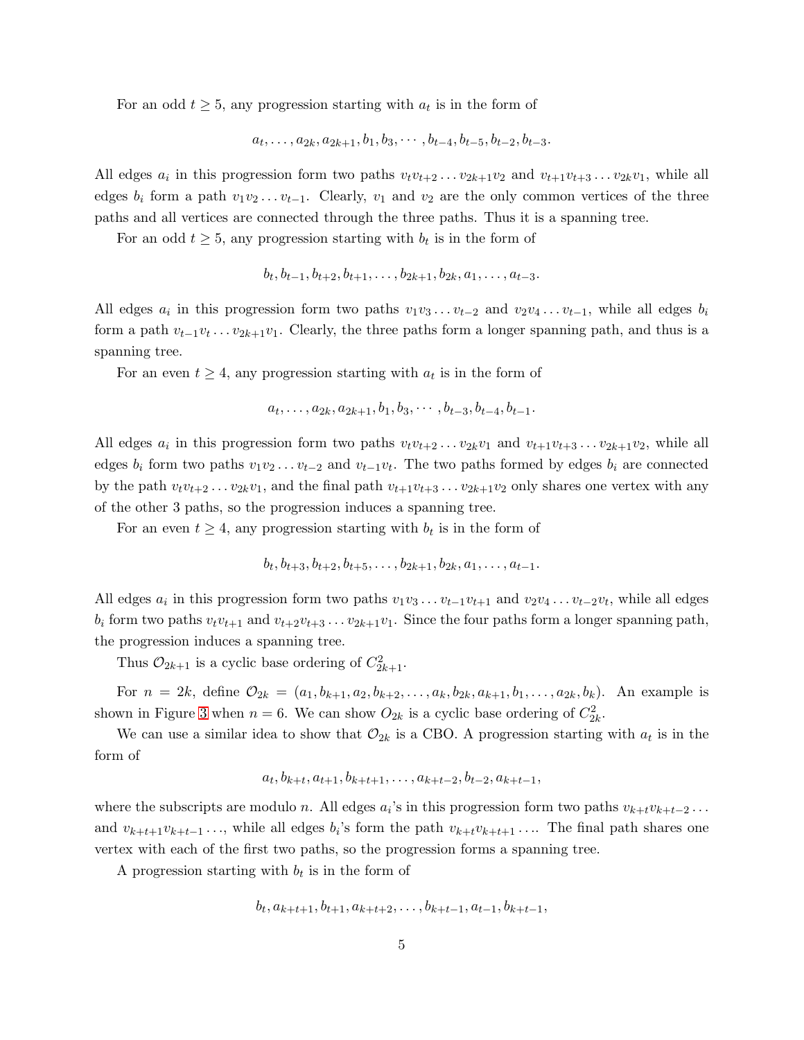For an odd $t \geq 5$, any progression starting with $a_t$ is in the form of

$$a_t, \ldots, a_{2k}, a_{2k+1}, b_1, b_3, \cdots, b_{t-4}, b_{t-5}, b_{t-2}, b_{t-3}.$$

All edges $a_i$ in this progression form two paths $v_t v_{t+2} \ldots v_{2k+1} v_2$ and $v_{t+1} v_{t+3} \ldots v_{2k} v_1$, while all edges $b_i$ form a path $v_1 v_2 \ldots v_{t-1}$. Clearly, $v_1$ and $v_2$ are the only common vertices of the three paths and all vertices are connected through the three paths. Thus it is a spanning tree.

For an odd $t \geq 5$, any progression starting with $b_t$ is in the form of

$$b_t, b_{t-1}, b_{t+2}, b_{t+1}, \ldots, b_{2k+1}, b_{2k}, a_1, \ldots, a_{t-3}.$$

All edges $a_i$ in this progression form two paths $v_1 v_3 \ldots v_{t-2}$ and $v_2 v_4 \ldots v_{t-1}$, while all edges $b_i$ form a path $v_{t-1} v_t \ldots v_{2k+1} v_1$. Clearly, the three paths form a longer spanning path, and thus is a spanning tree.

For an even $t \geq 4$, any progression starting with $a_t$ is in the form of

$$a_t, \ldots, a_{2k}, a_{2k+1}, b_1, b_3, \cdots, b_{t-3}, b_{t-4}, b_{t-1}.$$

All edges $a_i$ in this progression form two paths $v_t v_{t+2} \ldots v_{2k} v_1$ and $v_{t+1} v_{t+3} \ldots v_{2k+1} v_2$, while all edges $b_i$ form two paths $v_1 v_2 \ldots v_{t-2}$ and $v_{t-1} v_t$. The two paths formed by edges $b_i$ are connected by the path $v_t v_{t+2} \ldots v_{2k} v_1$, and the final path $v_{t+1} v_{t+3} \ldots v_{2k+1} v_2$ only shares one vertex with any of the other 3 paths, so the progression induces a spanning tree.

For an even $t \geq 4$, any progression starting with $b_t$ is in the form of

$$b_t, b_{t+3}, b_{t+2}, b_{t+5}, \ldots, b_{2k+1}, b_{2k}, a_1, \ldots, a_{t-1}.$$

All edges $a_i$ in this progression form two paths $v_1 v_3 \ldots v_{t-1} v_{t+1}$ and $v_2 v_4 \ldots v_{t-2} v_t$, while all edges $b_i$ form two paths $v_t v_{t+1}$ and $v_{t+2} v_{t+3} \ldots v_{2k+1} v_1$. Since the four paths form a longer spanning path, the progression induces a spanning tree.

Thus $\mathcal{O}_{2k+1}$ is a cyclic base ordering of $C^2_{2k+1}$.

For $n = 2k$, define $\mathcal{O}_{2k} = (a_1, b_{k+1}, a_2, b_{k+2}, \ldots, a_k, b_{2k}, a_{k+1}, b_1, \ldots, a_{2k}, b_k)$. An example is shown in Figure 3 when $n = 6$. We can show $O_{2k}$ is a cyclic base ordering of $C^2_{2k}$.

We can use a similar idea to show that $\mathcal{O}_{2k}$ is a CBO. A progression starting with $a_t$ is in the form of

$$a_t, b_{k+t}, a_{t+1}, b_{k+t+1}, \ldots, a_{k+t-2}, b_{t-2}, a_{k+t-1},$$

where the subscripts are modulo $n$. All edges $a_i$'s in this progression form two paths $v_{k+t} v_{k+t-2} \ldots$ and $v_{k+t+1} v_{k+t-1} \ldots$, while all edges $b_i$'s form the path $v_{k+t} v_{k+t+1} \ldots$. The final path shares one vertex with each of the first two paths, so the progression forms a spanning tree.

A progression starting with $b_t$ is in the form of

$$b_t, a_{k+t+1}, b_{t+1}, a_{k+t+2}, \ldots, b_{k+t-1}, a_{t-1}, b_{k+t-1},$$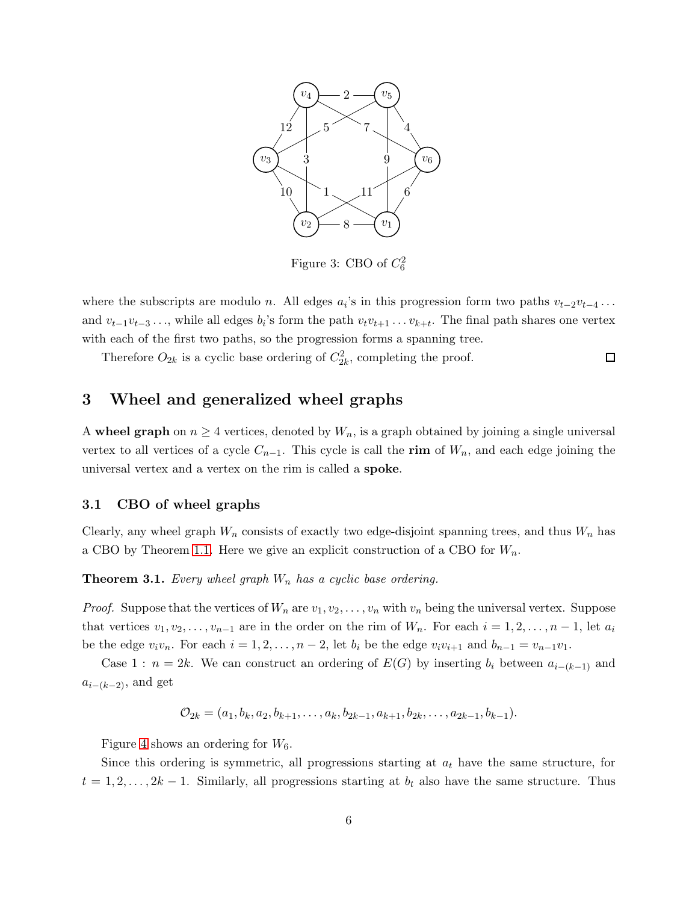Figure 3: CBO of $C_6^2$

where the subscripts are modulo $n$. All edges $a_i$'s in this progression form two paths $v_{t-2}v_{t-4}\ldots$ and $v_{t-1}v_{t-3}\ldots$, while all edges $b_i$'s form the path $v_tv_{t+1}\ldots v_{k+t}$. The final path shares one vertex with each of the first two paths, so the progression forms a spanning tree.

Therefore $O_{2k}$ is a cyclic base ordering of $C_{2k}^2$, completing the proof. □

## 3 Wheel and generalized wheel graphs

A **wheel graph** on $n \geq 4$ vertices, denoted by $W_n$, is a graph obtained by joining a single universal vertex to all vertices of a cycle $C_{n-1}$. This cycle is call the **rim** of $W_n$, and each edge joining the universal vertex and a vertex on the rim is called a **spoke**.

### 3.1 CBO of wheel graphs

Clearly, any wheel graph $W_n$ consists of exactly two edge-disjoint spanning trees, and thus $W_n$ has a CBO by Theorem 1.1. Here we give an explicit construction of a CBO for $W_n$.

**Theorem 3.1.** *Every wheel graph $W_n$ has a cyclic base ordering.*

*Proof.* Suppose that the vertices of $W_n$ are $v_1, v_2, \ldots, v_n$ with $v_n$ being the universal vertex. Suppose that vertices $v_1, v_2, \ldots, v_{n-1}$ are in the order on the rim of $W_n$. For each $i = 1, 2, \ldots, n-1$, let $a_i$ be the edge $v_iv_n$. For each $i = 1, 2, \ldots, n-2$, let $b_i$ be the edge $v_iv_{i+1}$ and $b_{n-1} = v_{n-1}v_1$.

Case 1 : $n = 2k$. We can construct an ordering of $E(G)$ by inserting $b_i$ between $a_{i-(k-1)}$ and $a_{i-(k-2)}$, and get

$$\mathcal{O}_{2k} = (a_1, b_k, a_2, b_{k+1}, \ldots, a_k, b_{2k-1}, a_{k+1}, b_{2k}, \ldots, a_{2k-1}, b_{k-1}).$$

Figure 4 shows an ordering for $W_6$.

Since this ordering is symmetric, all progressions starting at $a_t$ have the same structure, for $t = 1, 2, \ldots, 2k-1$. Similarly, all progressions starting at $b_t$ also have the same structure. Thus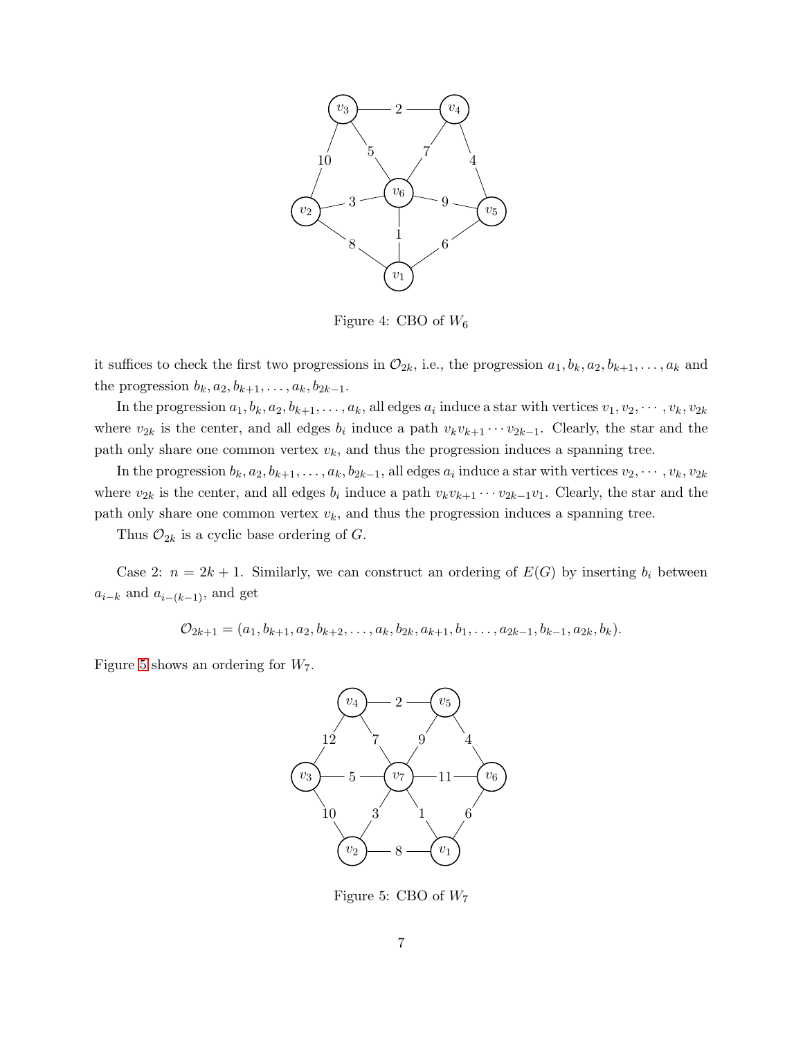Figure 4: CBO of $W_6$

it suffices to check the first two progressions in $\mathcal{O}_{2k}$, i.e., the progression $a_1, b_k, a_2, b_{k+1}, \ldots, a_k$ and the progression $b_k, a_2, b_{k+1}, \ldots, a_k, b_{2k-1}$.

In the progression $a_1, b_k, a_2, b_{k+1}, \ldots, a_k$, all edges $a_i$ induce a star with vertices $v_1, v_2, \cdots, v_k, v_{2k}$ where $v_{2k}$ is the center, and all edges $b_i$ induce a path $v_k v_{k+1} \cdots v_{2k-1}$. Clearly, the star and the path only share one common vertex $v_k$, and thus the progression induces a spanning tree.

In the progression $b_k, a_2, b_{k+1}, \ldots, a_k, b_{2k-1}$, all edges $a_i$ induce a star with vertices $v_2, \cdots, v_k, v_{2k}$ where $v_{2k}$ is the center, and all edges $b_i$ induce a path $v_k v_{k+1} \cdots v_{2k-1} v_1$. Clearly, the star and the path only share one common vertex $v_k$, and thus the progression induces a spanning tree.

Thus $\mathcal{O}_{2k}$ is a cyclic base ordering of $G$.

Case 2: $n = 2k+1$. Similarly, we can construct an ordering of $E(G)$ by inserting $b_i$ between $a_{i-k}$ and $a_{i-(k-1)}$, and get

$$\mathcal{O}_{2k+1} = (a_1, b_{k+1}, a_2, b_{k+2}, \ldots, a_k, b_{2k}, a_{k+1}, b_1, \ldots, a_{2k-1}, b_{k-1}, a_{2k}, b_k).$$

Figure 5 shows an ordering for $W_7$.

Figure 5: CBO of $W_7$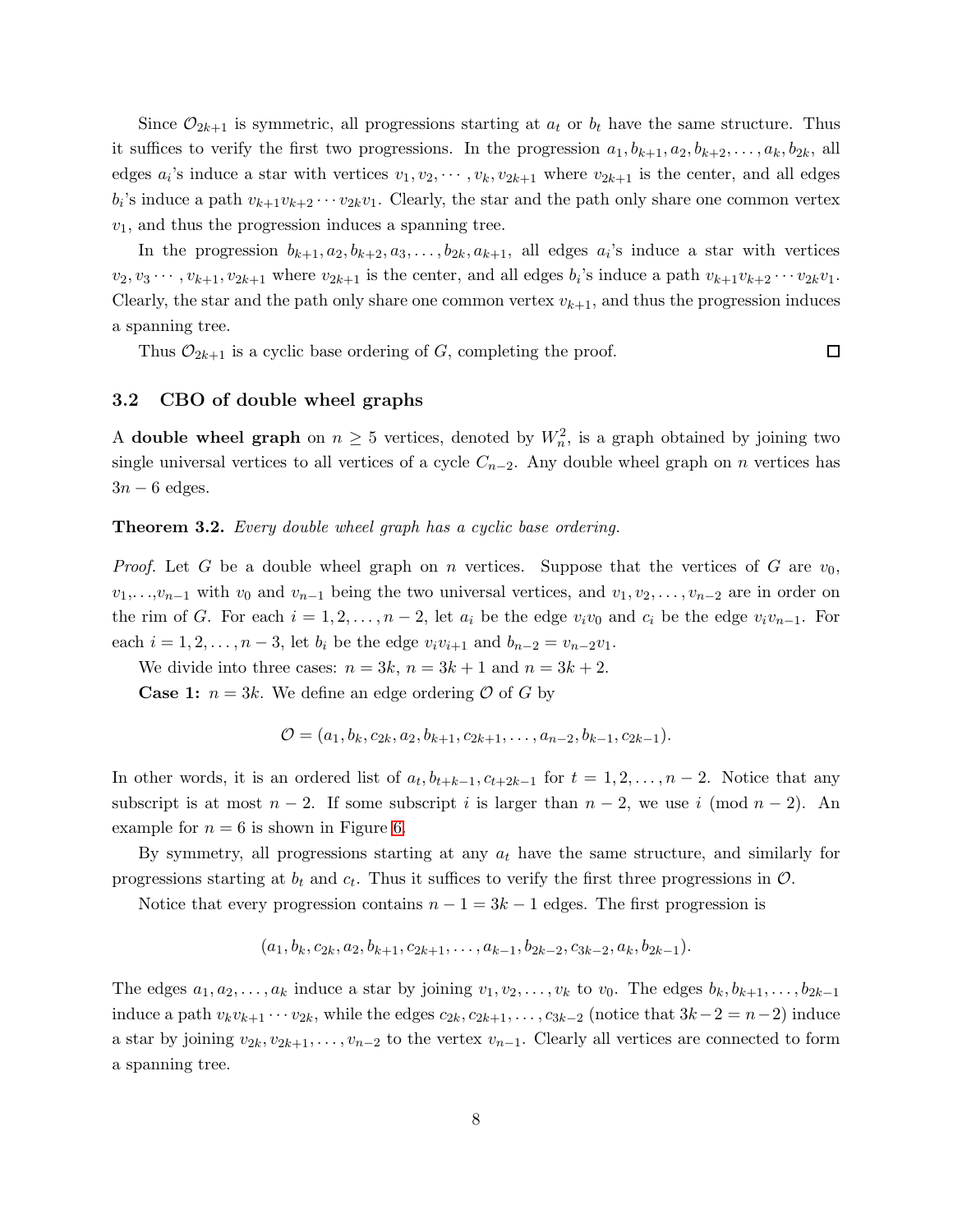Since $\mathcal{O}_{2k+1}$ is symmetric, all progressions starting at $a_t$ or $b_t$ have the same structure. Thus it suffices to verify the first two progressions. In the progression $a_1, b_{k+1}, a_2, b_{k+2}, \ldots, a_k, b_{2k}$, all edges $a_i$'s induce a star with vertices $v_1, v_2, \cdots, v_k, v_{2k+1}$ where $v_{2k+1}$ is the center, and all edges $b_i$'s induce a path $v_{k+1}v_{k+2}\cdots v_{2k}v_1$. Clearly, the star and the path only share one common vertex $v_1$, and thus the progression induces a spanning tree.

In the progression $b_{k+1}, a_2, b_{k+2}, a_3, \ldots, b_{2k}, a_{k+1}$, all edges $a_i$'s induce a star with vertices $v_2, v_3 \cdots, v_{k+1}, v_{2k+1}$ where $v_{2k+1}$ is the center, and all edges $b_i$'s induce a path $v_{k+1}v_{k+2}\cdots v_{2k}v_1$. Clearly, the star and the path only share one common vertex $v_{k+1}$, and thus the progression induces a spanning tree.

Thus $\mathcal{O}_{2k+1}$ is a cyclic base ordering of $G$, completing the proof. □

### 3.2 CBO of double wheel graphs

A **double wheel graph** on $n \geq 5$ vertices, denoted by $W_n^2$, is a graph obtained by joining two single universal vertices to all vertices of a cycle $C_{n-2}$. Any double wheel graph on $n$ vertices has $3n-6$ edges.

**Theorem 3.2.** *Every double wheel graph has a cyclic base ordering.*

*Proof.* Let $G$ be a double wheel graph on $n$ vertices. Suppose that the vertices of $G$ are $v_0$, $v_1,\ldots,v_{n-1}$ with $v_0$ and $v_{n-1}$ being the two universal vertices, and $v_1, v_2, \ldots, v_{n-2}$ are in order on the rim of $G$. For each $i = 1, 2, \ldots, n-2$, let $a_i$ be the edge $v_iv_0$ and $c_i$ be the edge $v_iv_{n-1}$. For each $i = 1, 2, \ldots, n-3$, let $b_i$ be the edge $v_iv_{i+1}$ and $b_{n-2} = v_{n-2}v_1$.

We divide into three cases: $n = 3k$, $n = 3k+1$ and $n = 3k+2$.

**Case 1:** $n = 3k$. We define an edge ordering $\mathcal{O}$ of $G$ by

$$\mathcal{O} = (a_1, b_k, c_{2k}, a_2, b_{k+1}, c_{2k+1}, \ldots, a_{n-2}, b_{k-1}, c_{2k-1}).$$

In other words, it is an ordered list of $a_t, b_{t+k-1}, c_{t+2k-1}$ for $t = 1, 2, \ldots, n-2$. Notice that any subscript is at most $n-2$. If some subscript $i$ is larger than $n-2$, we use $i \pmod{n-2}$. An example for $n = 6$ is shown in Figure 6.

By symmetry, all progressions starting at any $a_t$ have the same structure, and similarly for progressions starting at $b_t$ and $c_t$. Thus it suffices to verify the first three progressions in $\mathcal{O}$.

Notice that every progression contains $n-1 = 3k-1$ edges. The first progression is

$$(a_1, b_k, c_{2k}, a_2, b_{k+1}, c_{2k+1}, \ldots, a_{k-1}, b_{2k-2}, c_{3k-2}, a_k, b_{2k-1}).$$

The edges $a_1, a_2, \ldots, a_k$ induce a star by joining $v_1, v_2, \ldots, v_k$ to $v_0$. The edges $b_k, b_{k+1}, \ldots, b_{2k-1}$ induce a path $v_kv_{k+1}\cdots v_{2k}$, while the edges $c_{2k}, c_{2k+1}, \ldots, c_{3k-2}$ (notice that $3k-2 = n-2$) induce a star by joining $v_{2k}, v_{2k+1}, \ldots, v_{n-2}$ to the vertex $v_{n-1}$. Clearly all vertices are connected to form a spanning tree.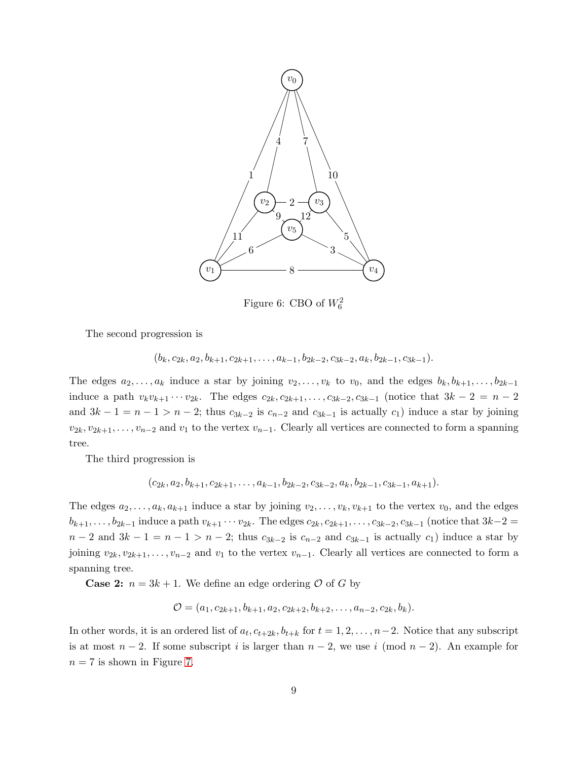Figure 6: CBO of $W_6^2$

The second progression is

$$(b_k, c_{2k}, a_2, b_{k+1}, c_{2k+1}, \ldots, a_{k-1}, b_{2k-2}, c_{3k-2}, a_k, b_{2k-1}, c_{3k-1}).$$

The edges $a_2, \ldots, a_k$ induce a star by joining $v_2, \ldots, v_k$ to $v_0$, and the edges $b_k, b_{k+1}, \ldots, b_{2k-1}$ induce a path $v_k v_{k+1} \cdots v_{2k}$. The edges $c_{2k}, c_{2k+1}, \ldots, c_{3k-2}, c_{3k-1}$ (notice that $3k-2 = n-2$ and $3k-1 = n-1 > n-2$; thus $c_{3k-2}$ is $c_{n-2}$ and $c_{3k-1}$ is actually $c_1$) induce a star by joining $v_{2k}, v_{2k+1}, \ldots, v_{n-2}$ and $v_1$ to the vertex $v_{n-1}$. Clearly all vertices are connected to form a spanning tree.

The third progression is

$$(c_{2k}, a_2, b_{k+1}, c_{2k+1}, \ldots, a_{k-1}, b_{2k-2}, c_{3k-2}, a_k, b_{2k-1}, c_{3k-1}, a_{k+1}).$$

The edges $a_2, \ldots, a_k, a_{k+1}$ induce a star by joining $v_2, \ldots, v_k, v_{k+1}$ to the vertex $v_0$, and the edges $b_{k+1}, \ldots, b_{2k-1}$ induce a path $v_{k+1} \cdots v_{2k}$. The edges $c_{2k}, c_{2k+1}, \ldots, c_{3k-2}, c_{3k-1}$ (notice that $3k-2 = n-2$ and $3k-1 = n-1 > n-2$; thus $c_{3k-2}$ is $c_{n-2}$ and $c_{3k-1}$ is actually $c_1$) induce a star by joining $v_{2k}, v_{2k+1}, \ldots, v_{n-2}$ and $v_1$ to the vertex $v_{n-1}$. Clearly all vertices are connected to form a spanning tree.

**Case 2:** $n = 3k+1$. We define an edge ordering $\mathcal{O}$ of $G$ by

$$\mathcal{O} = (a_1, c_{2k+1}, b_{k+1}, a_2, c_{2k+2}, b_{k+2}, \ldots, a_{n-2}, c_{2k}, b_k).$$

In other words, it is an ordered list of $a_t, c_{t+2k}, b_{t+k}$ for $t = 1, 2, \ldots, n-2$. Notice that any subscript is at most $n-2$. If some subscript $i$ is larger than $n-2$, we use $i \pmod{n-2}$. An example for $n = 7$ is shown in Figure 7.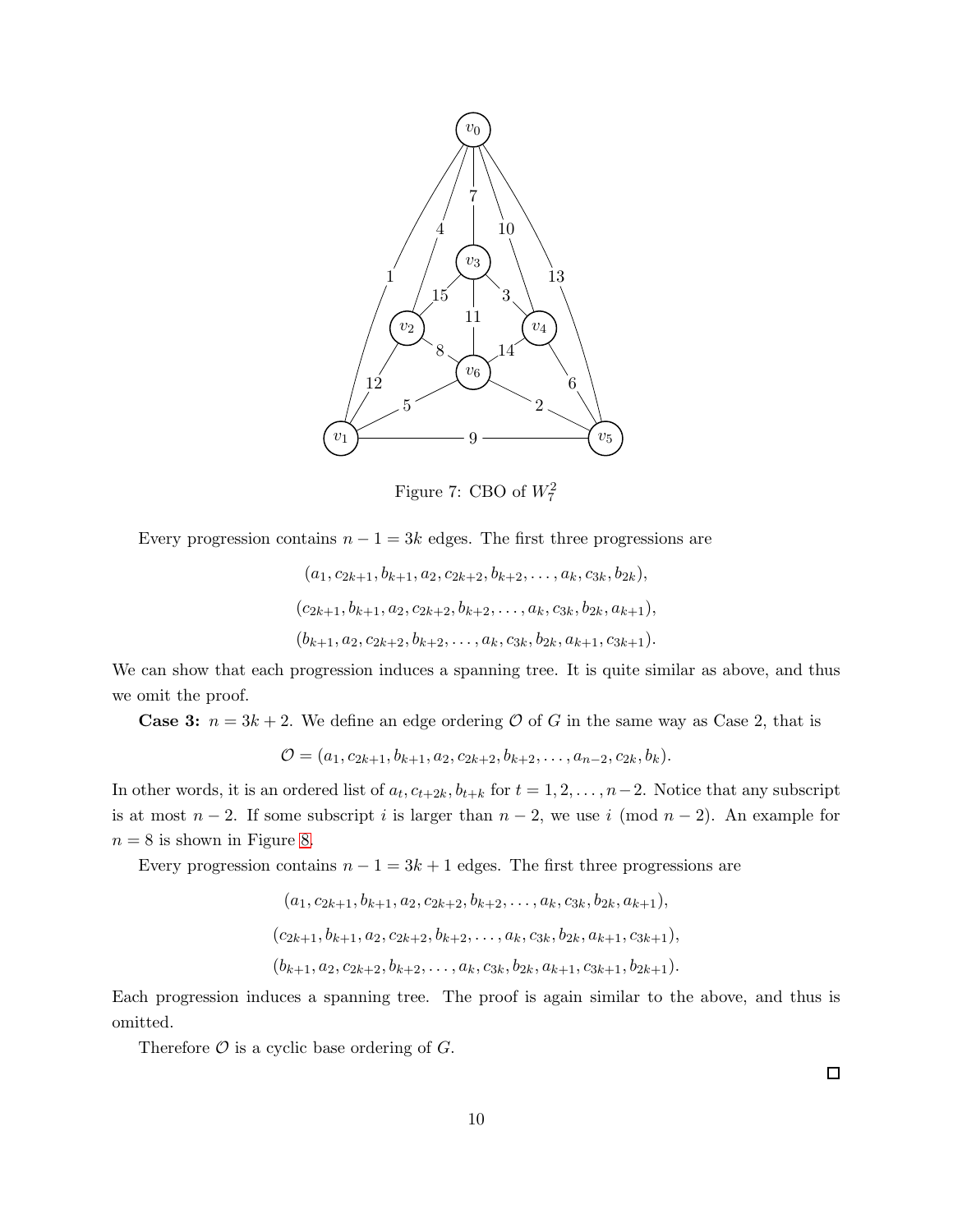Figure 7: CBO of $W_7^2$

Every progression contains $n-1=3k$ edges. The first three progressions are

$$(a_1, c_{2k+1}, b_{k+1}, a_2, c_{2k+2}, b_{k+2}, \ldots, a_k, c_{3k}, b_{2k}),$$

$$(c_{2k+1}, b_{k+1}, a_2, c_{2k+2}, b_{k+2}, \ldots, a_k, c_{3k}, b_{2k}, a_{k+1}),$$

$$(b_{k+1}, a_2, c_{2k+2}, b_{k+2}, \ldots, a_k, c_{3k}, b_{2k}, a_{k+1}, c_{3k+1}).$$

We can show that each progression induces a spanning tree. It is quite similar as above, and thus we omit the proof.

**Case 3:** $n = 3k+2$. We define an edge ordering $\mathcal{O}$ of $G$ in the same way as Case 2, that is

$$\mathcal{O} = (a_1, c_{2k+1}, b_{k+1}, a_2, c_{2k+2}, b_{k+2}, \ldots, a_{n-2}, c_{2k}, b_k).$$

In other words, it is an ordered list of $a_t, c_{t+2k}, b_{t+k}$ for $t = 1, 2, \ldots, n-2$. Notice that any subscript is at most $n-2$. If some subscript $i$ is larger than $n-2$, we use $i \pmod{n-2}$. An example for $n = 8$ is shown in Figure 8.

Every progression contains $n-1 = 3k+1$ edges. The first three progressions are

$$(a_1, c_{2k+1}, b_{k+1}, a_2, c_{2k+2}, b_{k+2}, \ldots, a_k, c_{3k}, b_{2k}, a_{k+1}),$$

$$(c_{2k+1}, b_{k+1}, a_2, c_{2k+2}, b_{k+2}, \ldots, a_k, c_{3k}, b_{2k}, a_{k+1}, c_{3k+1}),$$

$$(b_{k+1}, a_2, c_{2k+2}, b_{k+2}, \ldots, a_k, c_{3k}, b_{2k}, a_{k+1}, c_{3k+1}, b_{2k+1}).$$

Each progression induces a spanning tree. The proof is again similar to the above, and thus is omitted.

Therefore $\mathcal{O}$ is a cyclic base ordering of $G$.

□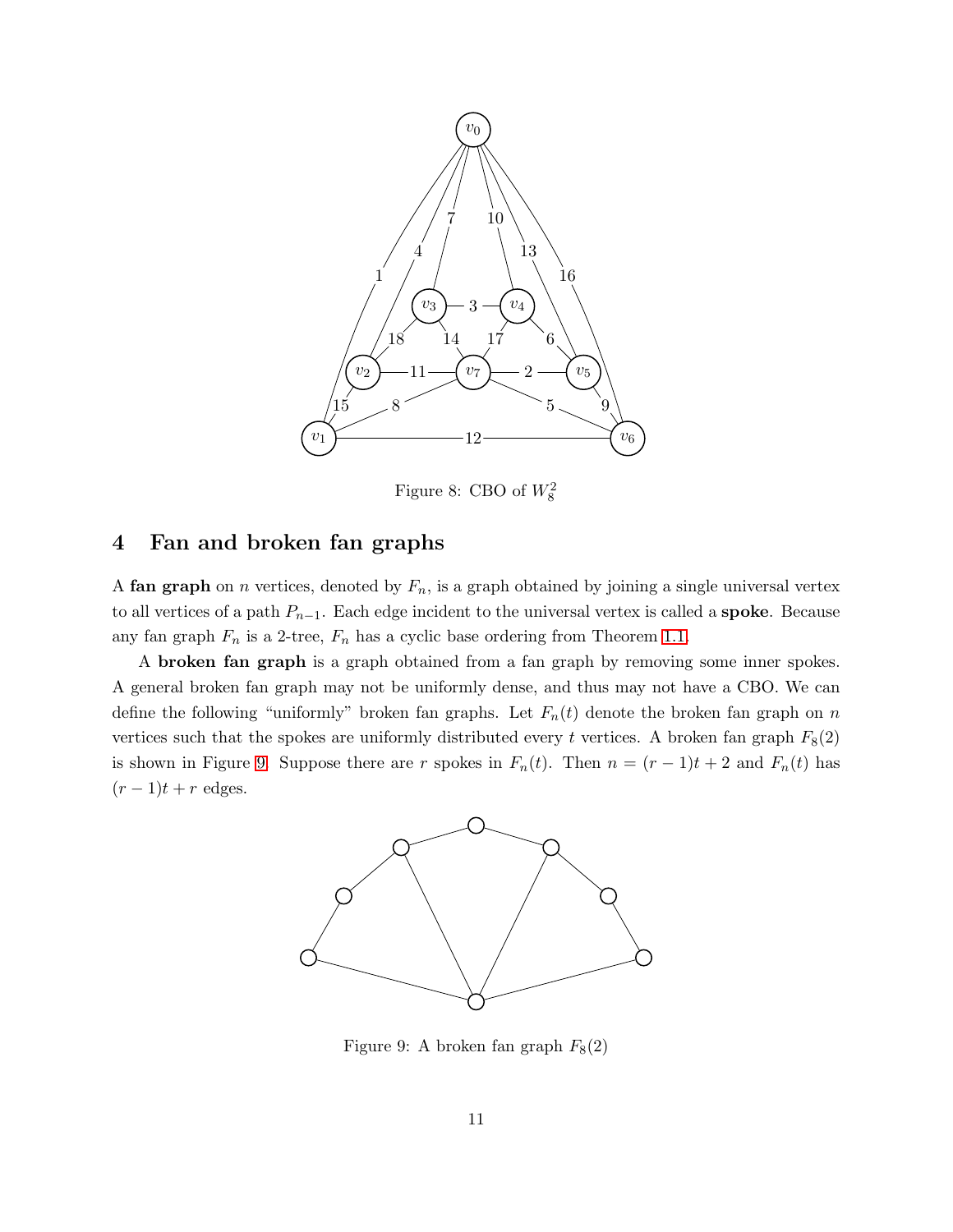Figure 8: CBO of $W_8^2$

## 4 Fan and broken fan graphs

A **fan graph** on $n$ vertices, denoted by $F_n$, is a graph obtained by joining a single universal vertex to all vertices of a path $P_{n-1}$. Each edge incident to the universal vertex is called a **spoke**. Because any fan graph $F_n$ is a 2-tree, $F_n$ has a cyclic base ordering from Theorem 1.1.

A **broken fan graph** is a graph obtained from a fan graph by removing some inner spokes. A general broken fan graph may not be uniformly dense, and thus may not have a CBO. We can define the following "uniformly" broken fan graphs. Let $F_n(t)$ denote the broken fan graph on $n$ vertices such that the spokes are uniformly distributed every $t$ vertices. A broken fan graph $F_8(2)$ is shown in Figure 9. Suppose there are $r$ spokes in $F_n(t)$. Then $n = (r-1)t + 2$ and $F_n(t)$ has $(r-1)t + r$ edges.

Figure 9: A broken fan graph $F_8(2)$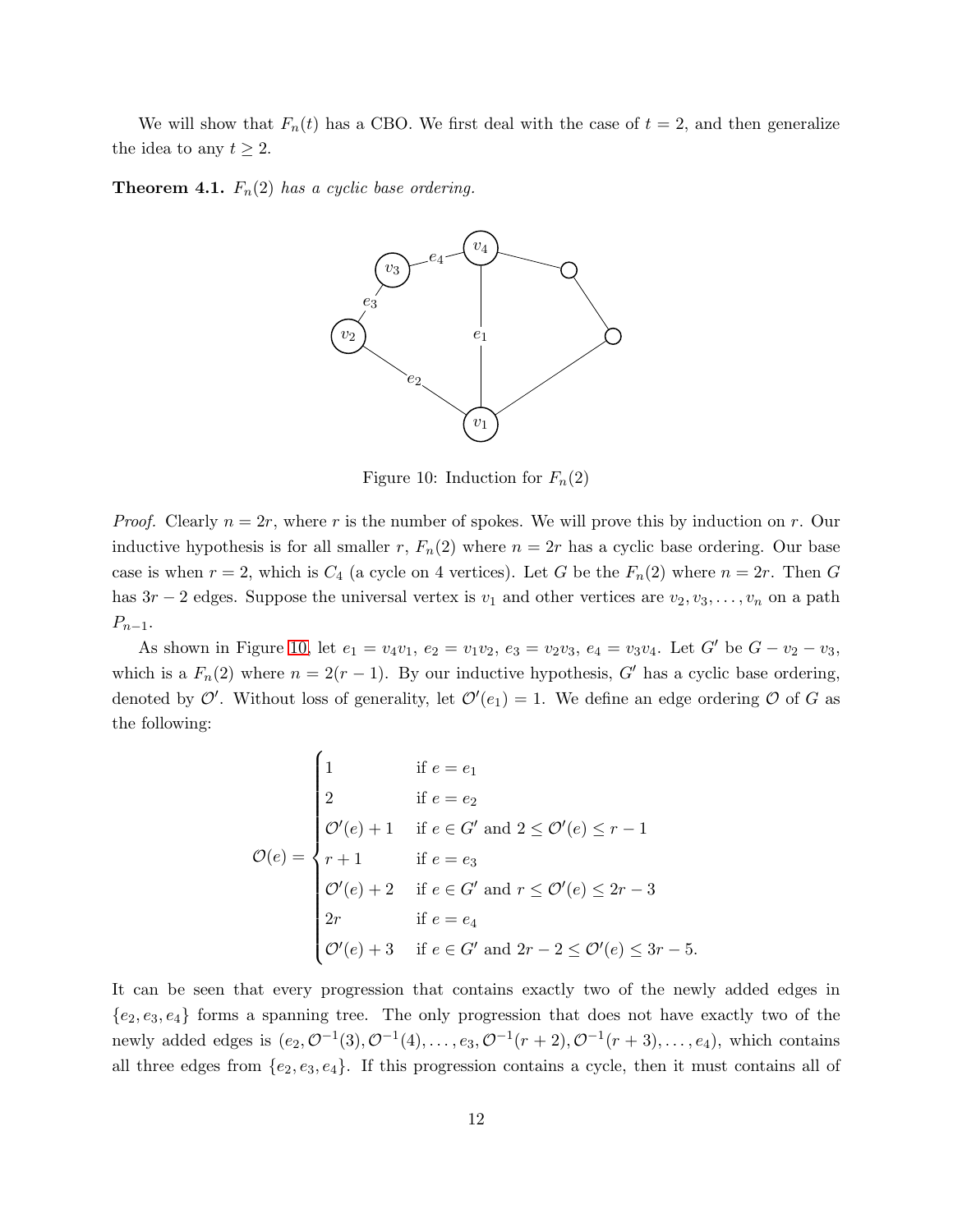We will show that $F_n(t)$ has a CBO. We first deal with the case of $t = 2$, and then generalize the idea to any $t \geq 2$.

**Theorem 4.1.** *$F_n(2)$ has a cyclic base ordering.*

Figure 10: Induction for $F_n(2)$

*Proof.* Clearly $n = 2r$, where $r$ is the number of spokes. We will prove this by induction on $r$. Our inductive hypothesis is for all smaller $r$, $F_n(2)$ where $n = 2r$ has a cyclic base ordering. Our base case is when $r = 2$, which is $C_4$ (a cycle on 4 vertices). Let $G$ be the $F_n(2)$ where $n = 2r$. Then $G$ has $3r - 2$ edges. Suppose the universal vertex is $v_1$ and other vertices are $v_2, v_3, \ldots, v_n$ on a path $P_{n-1}$.

As shown in Figure 10, let $e_1 = v_4v_1$, $e_2 = v_1v_2$, $e_3 = v_2v_3$, $e_4 = v_3v_4$. Let $G'$ be $G - v_2 - v_3$, which is a $F_n(2)$ where $n = 2(r-1)$. By our inductive hypothesis, $G'$ has a cyclic base ordering, denoted by $\mathcal{O}'$. Without loss of generality, let $\mathcal{O}'(e_1) = 1$. We define an edge ordering $\mathcal{O}$ of $G$ as the following:

$$\mathcal{O}(e) = \begin{cases} 1 & \text{if } e = e_1 \\ 2 & \text{if } e = e_2 \\ \mathcal{O}'(e) + 1 & \text{if } e \in G' \text{ and } 2 \leq \mathcal{O}'(e) \leq r - 1 \\ r + 1 & \text{if } e = e_3 \\ \mathcal{O}'(e) + 2 & \text{if } e \in G' \text{ and } r \leq \mathcal{O}'(e) \leq 2r - 3 \\ 2r & \text{if } e = e_4 \\ \mathcal{O}'(e) + 3 & \text{if } e \in G' \text{ and } 2r - 2 \leq \mathcal{O}'(e) \leq 3r - 5. \end{cases}$$

It can be seen that every progression that contains exactly two of the newly added edges in $\{e_2, e_3, e_4\}$ forms a spanning tree. The only progression that does not have exactly two of the newly added edges is $(e_2, \mathcal{O}^{-1}(3), \mathcal{O}^{-1}(4), \ldots, e_3, \mathcal{O}^{-1}(r+2), \mathcal{O}^{-1}(r+3), \ldots, e_4)$, which contains all three edges from $\{e_2, e_3, e_4\}$. If this progression contains a cycle, then it must contains all of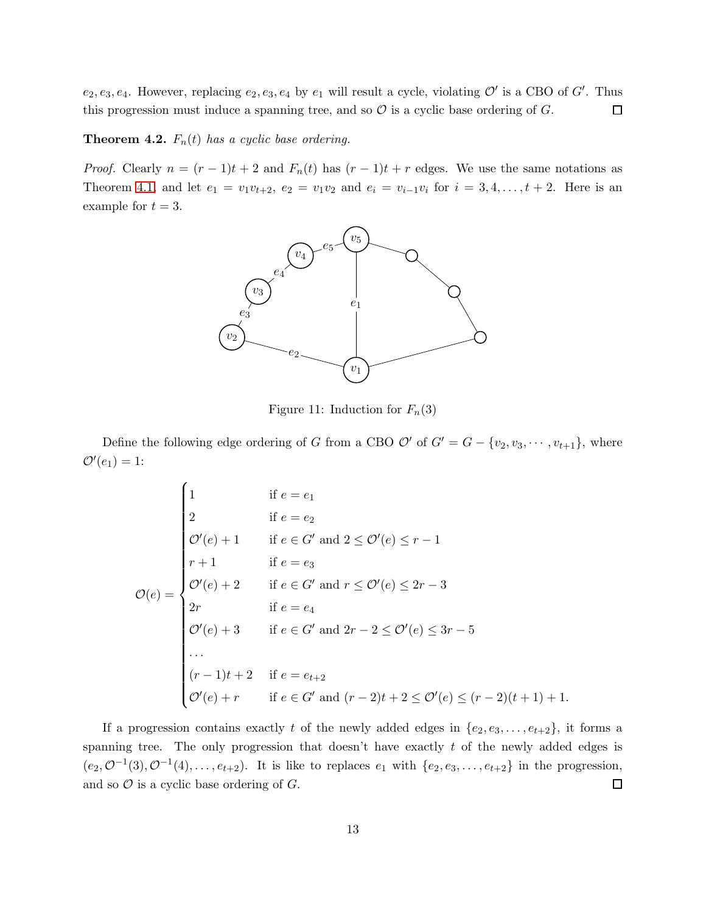$e_2, e_3, e_4$. However, replacing $e_2, e_3, e_4$ by $e_1$ will result a cycle, violating $\mathcal{O}'$ is a CBO of $G'$. Thus this progression must induce a spanning tree, and so $\mathcal{O}$ is a cyclic base ordering of $G$. □

**Theorem 4.2.** *$F_n(t)$ has a cyclic base ordering.*

*Proof.* Clearly $n = (r-1)t + 2$ and $F_n(t)$ has $(r-1)t + r$ edges. We use the same notations as Theorem 4.1, and let $e_1 = v_1 v_{t+2}$, $e_2 = v_1 v_2$ and $e_i = v_{i-1} v_i$ for $i = 3, 4, \ldots, t+2$. Here is an example for $t = 3$.

Figure 11: Induction for $F_n(3)$

Define the following edge ordering of $G$ from a CBO $\mathcal{O}'$ of $G' = G - \{v_2, v_3, \cdots, v_{t+1}\}$, where $\mathcal{O}'(e_1) = 1$:

$$
\mathcal{O}(e) = \begin{cases}
1 & \text{if } e = e_1 \\
2 & \text{if } e = e_2 \\
\mathcal{O}'(e) + 1 & \text{if } e \in G' \text{ and } 2 \le \mathcal{O}'(e) \le r-1 \\
r+1 & \text{if } e = e_3 \\
\mathcal{O}'(e) + 2 & \text{if } e \in G' \text{ and } r \le \mathcal{O}'(e) \le 2r-3 \\
2r & \text{if } e = e_4 \\
\mathcal{O}'(e) + 3 & \text{if } e \in G' \text{ and } 2r-2 \le \mathcal{O}'(e) \le 3r-5 \\
\cdots & \\
(r-1)t + 2 & \text{if } e = e_{t+2} \\
\mathcal{O}'(e) + r & \text{if } e \in G' \text{ and } (r-2)t + 2 \le \mathcal{O}'(e) \le (r-2)(t+1) + 1.
\end{cases}
$$

If a progression contains exactly $t$ of the newly added edges in $\{e_2, e_3, \ldots, e_{t+2}\}$, it forms a spanning tree. The only progression that doesn't have exactly $t$ of the newly added edges is $(e_2, \mathcal{O}^{-1}(3), \mathcal{O}^{-1}(4), \ldots, e_{t+2})$. It is like to replaces $e_1$ with $\{e_2, e_3, \ldots, e_{t+2}\}$ in the progression, and so $\mathcal{O}$ is a cyclic base ordering of $G$. □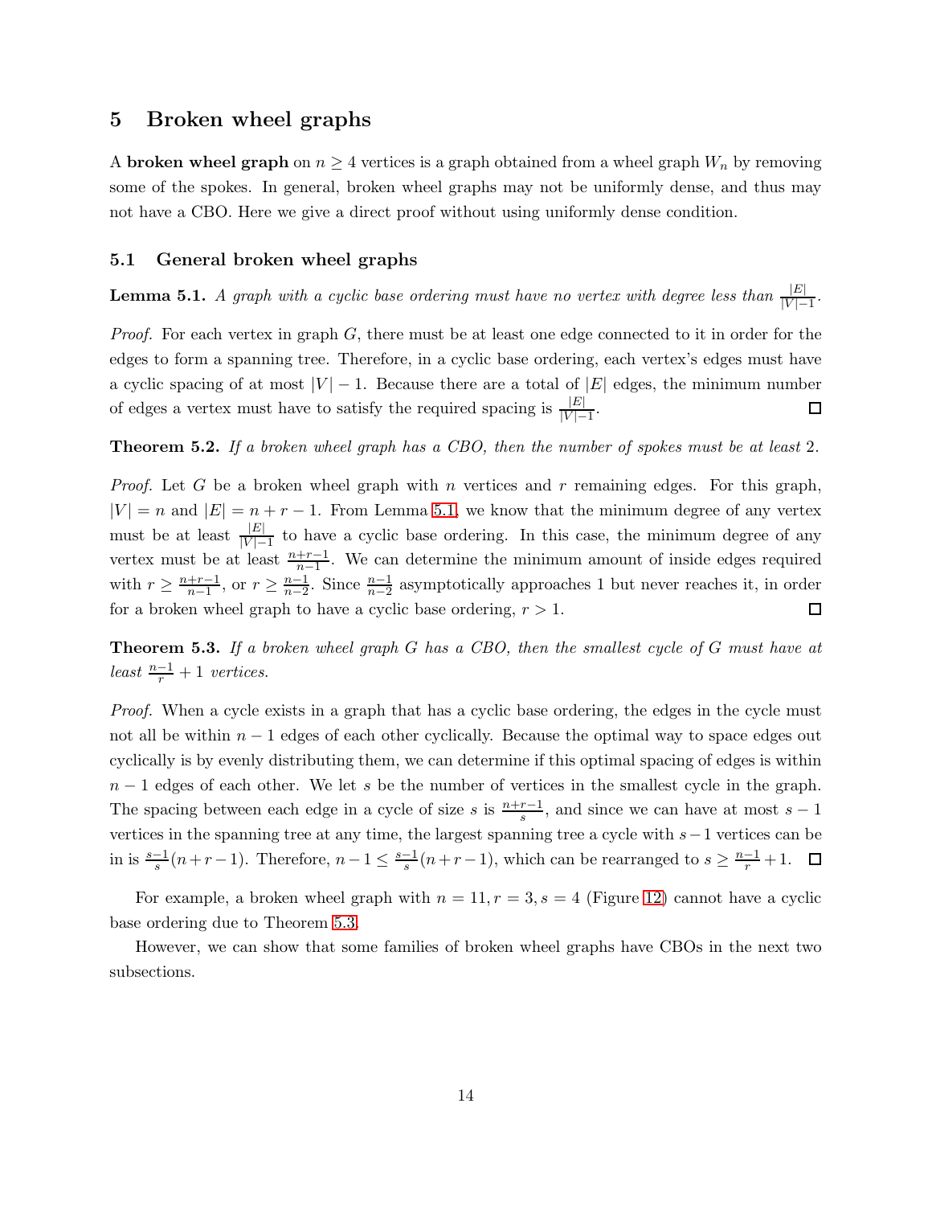## 5 Broken wheel graphs

A **broken wheel graph** on $n \geq 4$ vertices is a graph obtained from a wheel graph $W_n$ by removing some of the spokes. In general, broken wheel graphs may not be uniformly dense, and thus may not have a CBO. Here we give a direct proof without using uniformly dense condition.

### 5.1 General broken wheel graphs

**Lemma 5.1.** *A graph with a cyclic base ordering must have no vertex with degree less than* $\frac{|E|}{|V|-1}$*.*

*Proof.* For each vertex in graph $G$, there must be at least one edge connected to it in order for the edges to form a spanning tree. Therefore, in a cyclic base ordering, each vertex's edges must have a cyclic spacing of at most $|V|-1$. Because there are a total of $|E|$ edges, the minimum number of edges a vertex must have to satisfy the required spacing is $\frac{|E|}{|V|-1}$. □

**Theorem 5.2.** *If a broken wheel graph has a CBO, then the number of spokes must be at least* 2*.*

*Proof.* Let $G$ be a broken wheel graph with $n$ vertices and $r$ remaining edges. For this graph, $|V| = n$ and $|E| = n + r - 1$. From Lemma 5.1, we know that the minimum degree of any vertex must be at least $\frac{|E|}{|V|-1}$ to have a cyclic base ordering. In this case, the minimum degree of any vertex must be at least $\frac{n+r-1}{n-1}$. We can determine the minimum amount of inside edges required with $r \geq \frac{n+r-1}{n-1}$, or $r \geq \frac{n-1}{n-2}$. Since $\frac{n-1}{n-2}$ asymptotically approaches 1 but never reaches it, in order for a broken wheel graph to have a cyclic base ordering, $r > 1$. □

**Theorem 5.3.** *If a broken wheel graph $G$ has a CBO, then the smallest cycle of $G$ must have at least* $\frac{n-1}{r} + 1$ *vertices.*

*Proof.* When a cycle exists in a graph that has a cyclic base ordering, the edges in the cycle must not all be within $n-1$ edges of each other cyclically. Because the optimal way to space edges out cyclically is by evenly distributing them, we can determine if this optimal spacing of edges is within $n-1$ edges of each other. We let $s$ be the number of vertices in the smallest cycle in the graph. The spacing between each edge in a cycle of size $s$ is $\frac{n+r-1}{s}$, and since we can have at most $s-1$ vertices in the spanning tree at any time, the largest spanning tree a cycle with $s-1$ vertices can be in is $\frac{s-1}{s}(n+r-1)$. Therefore, $n-1 \leq \frac{s-1}{s}(n+r-1)$, which can be rearranged to $s \geq \frac{n-1}{r} + 1$. □

For example, a broken wheel graph with $n = 11, r = 3, s = 4$ (Figure 12) cannot have a cyclic base ordering due to Theorem 5.3.

However, we can show that some families of broken wheel graphs have CBOs in the next two subsections.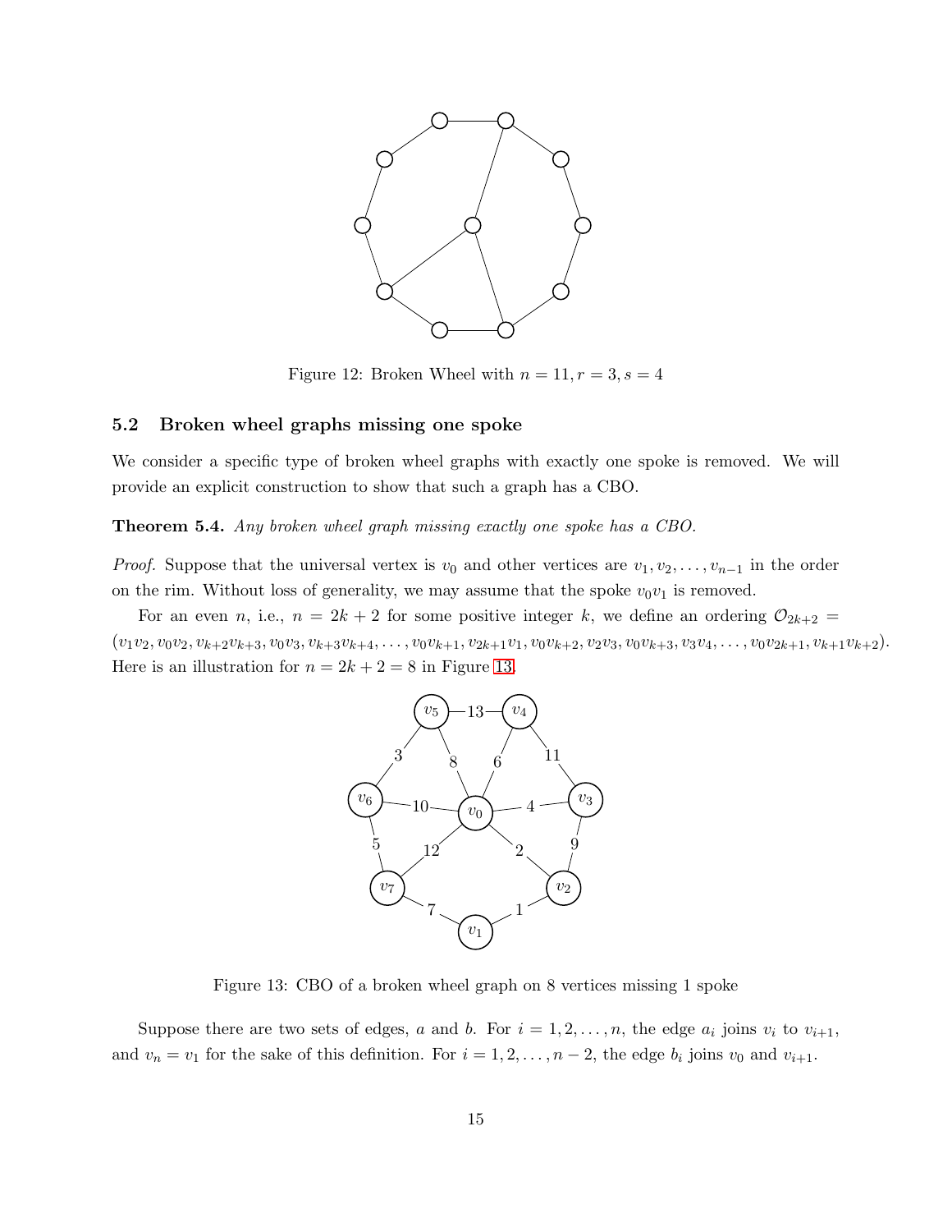Figure 12: Broken Wheel with $n = 11, r = 3, s = 4$

### 5.2 Broken wheel graphs missing one spoke

We consider a specific type of broken wheel graphs with exactly one spoke is removed. We will provide an explicit construction to show that such a graph has a CBO.

**Theorem 5.4.** *Any broken wheel graph missing exactly one spoke has a CBO.*

*Proof.* Suppose that the universal vertex is $v_0$ and other vertices are $v_1, v_2, \ldots, v_{n-1}$ in the order on the rim. Without loss of generality, we may assume that the spoke $v_0v_1$ is removed.

For an even $n$, i.e., $n = 2k + 2$ for some positive integer $k$, we define an ordering $\mathcal{O}_{2k+2} = (v_1v_2, v_0v_2, v_{k+2}v_{k+3}, v_0v_3, v_{k+3}v_{k+4}, \ldots, v_0v_{k+1}, v_{2k+1}v_1, v_0v_{k+2}, v_2v_3, v_0v_{k+3}, v_3v_4, \ldots, v_0v_{2k+1}, v_{k+1}v_{k+2})$. Here is an illustration for $n = 2k + 2 = 8$ in Figure 13.

Figure 13: CBO of a broken wheel graph on 8 vertices missing 1 spoke

Suppose there are two sets of edges, $a$ and $b$. For $i = 1, 2, \ldots, n$, the edge $a_i$ joins $v_i$ to $v_{i+1}$, and $v_n = v_1$ for the sake of this definition. For $i = 1, 2, \ldots, n-2$, the edge $b_i$ joins $v_0$ and $v_{i+1}$.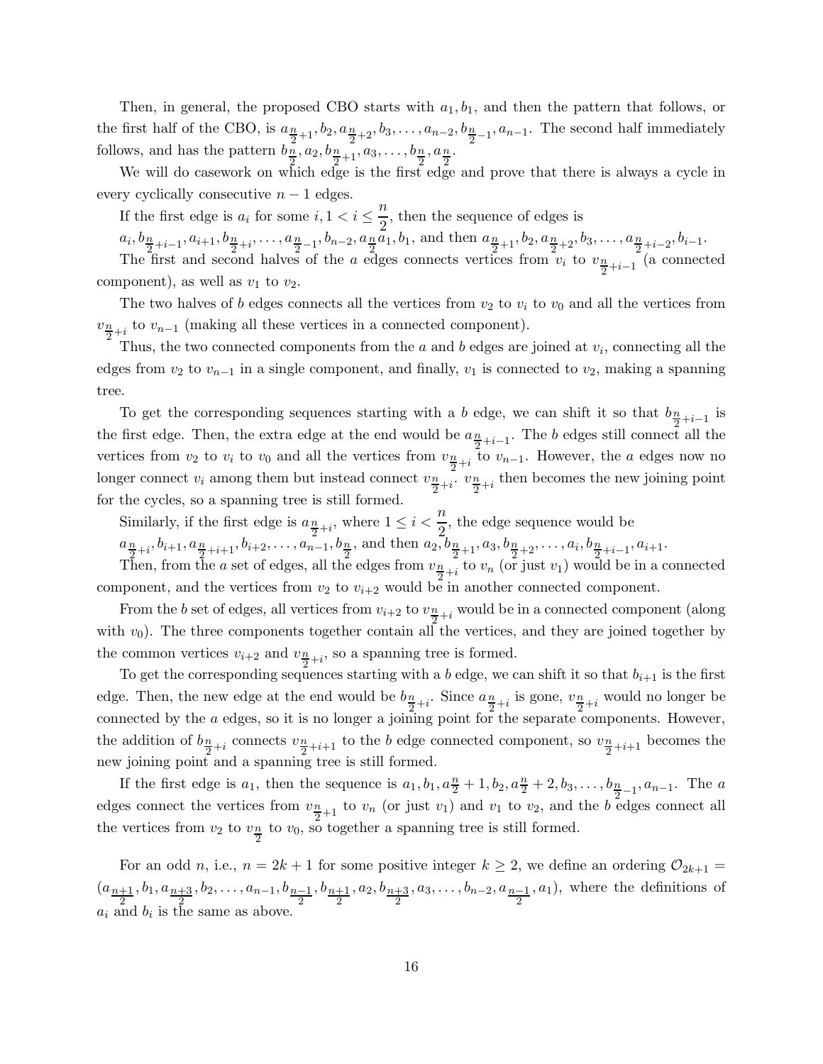Then, in general, the proposed CBO starts with $a_1, b_1$, and then the pattern that follows, or the first half of the CBO, is $a_{\frac{n}{2}+1}, b_2, a_{\frac{n}{2}+2}, b_3, \ldots, a_{n-2}, b_{\frac{n}{2}-1}, a_{n-1}$. The second half immediately follows, and has the pattern $b_{\frac{n}{2}}, a_2, b_{\frac{n}{2}+1}, a_3, \ldots, b_{\frac{n}{2}}, a_{\frac{n}{2}}$.

We will do casework on which edge is the first edge and prove that there is always a cycle in every cyclically consecutive $n-1$ edges.

If the first edge is $a_i$ for some $i, 1 < i \leq \dfrac{n}{2}$, then the sequence of edges is
$a_i, b_{\frac{n}{2}+i-1}, a_{i+1}, b_{\frac{n}{2}+i}, \ldots, a_{\frac{n}{2}-1}, b_{n-2}, a_{\frac{n}{2}} a_1, b_1$, and then $a_{\frac{n}{2}+1}, b_2, a_{\frac{n}{2}+2}, b_3, \ldots, a_{\frac{n}{2}+i-2}, b_{i-1}$.
The first and second halves of the $a$ edges connects vertices from $v_i$ to $v_{\frac{n}{2}+i-1}$ (a connected component), as well as $v_1$ to $v_2$.

The two halves of $b$ edges connects all the vertices from $v_2$ to $v_i$ to $v_0$ and all the vertices from $v_{\frac{n}{2}+i}$ to $v_{n-1}$ (making all these vertices in a connected component).

Thus, the two connected components from the $a$ and $b$ edges are joined at $v_i$, connecting all the edges from $v_2$ to $v_{n-1}$ in a single component, and finally, $v_1$ is connected to $v_2$, making a spanning tree.

To get the corresponding sequences starting with a $b$ edge, we can shift it so that $b_{\frac{n}{2}+i-1}$ is the first edge. Then, the extra edge at the end would be $a_{\frac{n}{2}+i-1}$. The $b$ edges still connect all the vertices from $v_2$ to $v_i$ to $v_0$ and all the vertices from $v_{\frac{n}{2}+i}$ to $v_{n-1}$. However, the $a$ edges now no longer connect $v_i$ among them but instead connect $v_{\frac{n}{2}+i}$. $v_{\frac{n}{2}+i}$ then becomes the new joining point for the cycles, so a spanning tree is still formed.

Similarly, if the first edge is $a_{\frac{n}{2}+i}$, where $1 \leq i < \dfrac{n}{2}$, the edge sequence would be
$a_{\frac{n}{2}+i}, b_{i+1}, a_{\frac{n}{2}+i+1}, b_{i+2}, \ldots, a_{n-1}, b_{\frac{n}{2}}$, and then $a_2, b_{\frac{n}{2}+1}, a_3, b_{\frac{n}{2}+2}, \ldots, a_i, b_{\frac{n}{2}+i-1}, a_{i+1}$.
Then, from the $a$ set of edges, all the edges from $v_{\frac{n}{2}+i}$ to $v_n$ (or just $v_1$) would be in a connected component, and the vertices from $v_2$ to $v_{i+2}$ would be in another connected component.

From the $b$ set of edges, all vertices from $v_{i+2}$ to $v_{\frac{n}{2}+i}$ would be in a connected component (along with $v_0$). The three components together contain all the vertices, and they are joined together by the common vertices $v_{i+2}$ and $v_{\frac{n}{2}+i}$, so a spanning tree is formed.

To get the corresponding sequences starting with a $b$ edge, we can shift it so that $b_{i+1}$ is the first edge. Then, the new edge at the end would be $b_{\frac{n}{2}+i}$. Since $a_{\frac{n}{2}+i}$ is gone, $v_{\frac{n}{2}+i}$ would no longer be connected by the $a$ edges, so it is no longer a joining point for the separate components. However, the addition of $b_{\frac{n}{2}+i}$ connects $v_{\frac{n}{2}+i+1}$ to the $b$ edge connected component, so $v_{\frac{n}{2}+i+1}$ becomes the new joining point and a spanning tree is still formed.

If the first edge is $a_1$, then the sequence is $a_1, b_1, a\frac{n}{2}+1, b_2, a\frac{n}{2}+2, b_3, \ldots, b_{\frac{n}{2}-1}, a_{n-1}$. The $a$ edges connect the vertices from $v_{\frac{n}{2}+1}$ to $v_n$ (or just $v_1$) and $v_1$ to $v_2$, and the $b$ edges connect all the vertices from $v_2$ to $v_{\frac{n}{2}}$ to $v_0$, so together a spanning tree is still formed.

For an odd $n$, i.e., $n = 2k+1$ for some positive integer $k \geq 2$, we define an ordering $\mathcal{O}_{2k+1} = (a_{\frac{n+1}{2}}, b_1, a_{\frac{n+3}{2}}, b_2, \ldots, a_{n-1}, b_{\frac{n-1}{2}}, b_{\frac{n+1}{2}}, a_2, b_{\frac{n+3}{2}}, a_3, \ldots, b_{n-2}, a_{\frac{n-1}{2}}, a_1)$, where the definitions of $a_i$ and $b_i$ is the same as above.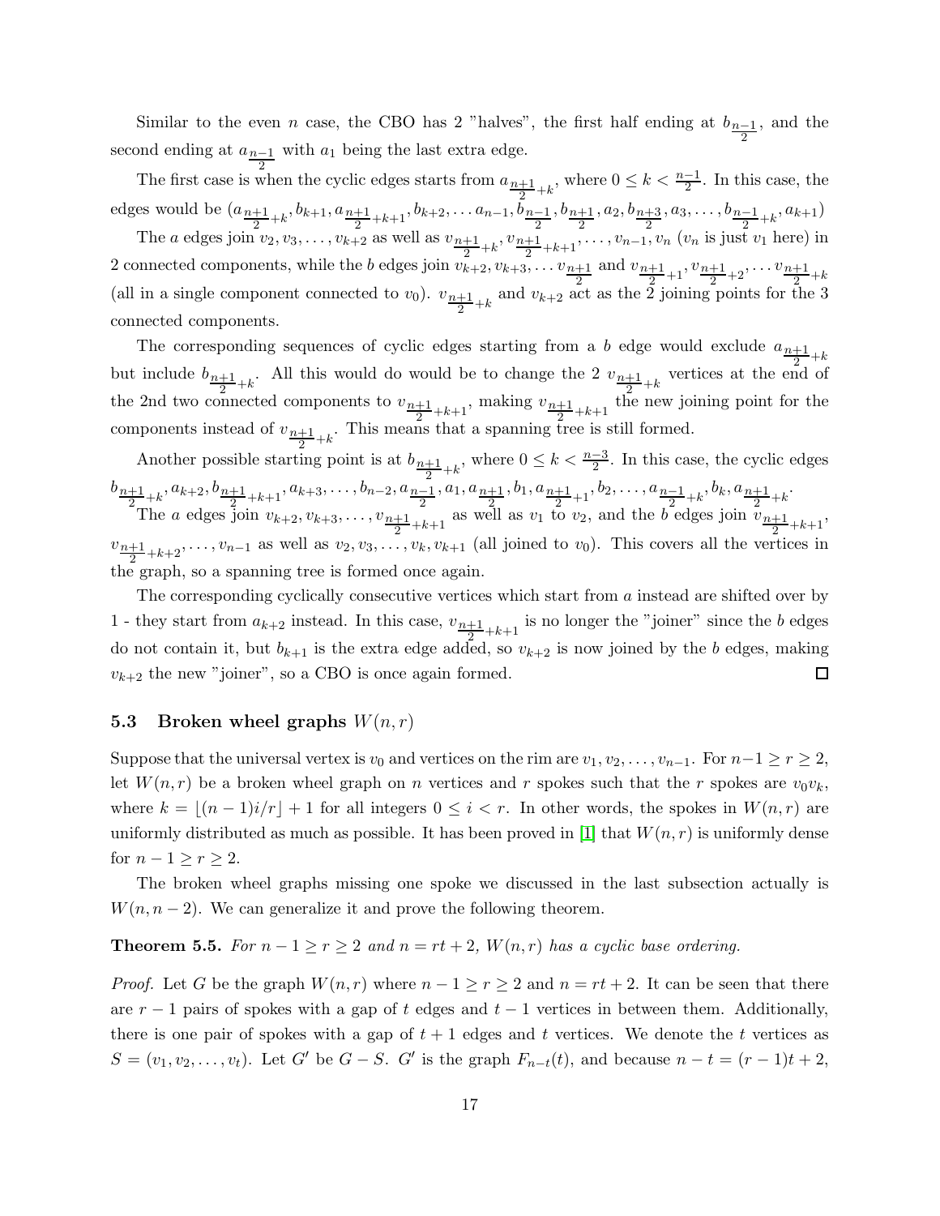Similar to the even $n$ case, the CBO has 2 "halves", the first half ending at $b_{\frac{n-1}{2}}$, and the second ending at $a_{\frac{n-1}{2}}$ with $a_1$ being the last extra edge.

The first case is when the cyclic edges starts from $a_{\frac{n+1}{2}+k}$, where $0 \leq k < \frac{n-1}{2}$. In this case, the edges would be $(a_{\frac{n+1}{2}+k}, b_{k+1}, a_{\frac{n+1}{2}+k+1}, b_{k+2}, \ldots a_{n-1}, b_{\frac{n-1}{2}}, b_{\frac{n+1}{2}}, a_2, b_{\frac{n+3}{2}}, a_3, \ldots, b_{\frac{n-1}{2}+k}, a_{k+1})$

The $a$ edges join $v_2, v_3, \ldots, v_{k+2}$ as well as $v_{\frac{n+1}{2}+k}, v_{\frac{n+1}{2}+k+1}, \ldots, v_{n-1}, v_n$ ($v_n$ is just $v_1$ here) in 2 connected components, while the $b$ edges join $v_{k+2}, v_{k+3}, \ldots v_{\frac{n+1}{2}}$ and $v_{\frac{n+1}{2}+1}, v_{\frac{n+1}{2}+2}, \ldots v_{\frac{n+1}{2}+k}$ (all in a single component connected to $v_0$). $v_{\frac{n+1}{2}+k}$ and $v_{k+2}$ act as the 2 joining points for the 3 connected components.

The corresponding sequences of cyclic edges starting from a $b$ edge would exclude $a_{\frac{n+1}{2}+k}$ but include $b_{\frac{n+1}{2}+k}$. All this would do would be to change the 2 $v_{\frac{n+1}{2}+k}$ vertices at the end of the 2nd two connected components to $v_{\frac{n+1}{2}+k+1}$, making $v_{\frac{n+1}{2}+k+1}$ the new joining point for the components instead of $v_{\frac{n+1}{2}+k}$. This means that a spanning tree is still formed.

Another possible starting point is at $b_{\frac{n+1}{2}+k}$, where $0 \leq k < \frac{n-3}{2}$. In this case, the cyclic edges $b_{\frac{n+1}{2}+k}, a_{k+2}, b_{\frac{n+1}{2}+k+1}, a_{k+3}, \ldots, b_{n-2}, a_{\frac{n-1}{2}}, a_1, a_{\frac{n+1}{2}}, b_1, a_{\frac{n+1}{2}+1}, b_2, \ldots, a_{\frac{n-1}{2}+k}, b_k, a_{\frac{n+1}{2}+k}$.

The $a$ edges join $v_{k+2}, v_{k+3}, \ldots, v_{\frac{n+1}{2}+k+1}$ as well as $v_1$ to $v_2$, and the $b$ edges join $v_{\frac{n+1}{2}+k+1}$, $v_{\frac{n+1}{2}+k+2}, \ldots, v_{n-1}$ as well as $v_2, v_3, \ldots, v_k, v_{k+1}$ (all joined to $v_0$). This covers all the vertices in the graph, so a spanning tree is formed once again.

The corresponding cyclically consecutive vertices which start from $a$ instead are shifted over by 1 - they start from $a_{k+2}$ instead. In this case, $v_{\frac{n+1}{2}+k+1}$ is no longer the "joiner" since the $b$ edges do not contain it, but $b_{k+1}$ is the extra edge added, so $v_{k+2}$ is now joined by the $b$ edges, making $v_{k+2}$ the new "joiner", so a CBO is once again formed. ☐

### 5.3 Broken wheel graphs $W(n, r)$

Suppose that the universal vertex is $v_0$ and vertices on the rim are $v_1, v_2, \ldots, v_{n-1}$. For $n-1 \geq r \geq 2$, let $W(n, r)$ be a broken wheel graph on $n$ vertices and $r$ spokes such that the $r$ spokes are $v_0 v_k$, where $k = \lfloor (n-1)i/r \rfloor + 1$ for all integers $0 \leq i < r$. In other words, the spokes in $W(n, r)$ are uniformly distributed as much as possible. It has been proved in [1] that $W(n, r)$ is uniformly dense for $n - 1 \geq r \geq 2$.

The broken wheel graphs missing one spoke we discussed in the last subsection actually is $W(n, n-2)$. We can generalize it and prove the following theorem.

**Theorem 5.5.** *For $n - 1 \geq r \geq 2$ and $n = rt + 2$, $W(n, r)$ has a cyclic base ordering.*

*Proof.* Let $G$ be the graph $W(n, r)$ where $n - 1 \geq r \geq 2$ and $n = rt + 2$. It can be seen that there are $r - 1$ pairs of spokes with a gap of $t$ edges and $t - 1$ vertices in between them. Additionally, there is one pair of spokes with a gap of $t + 1$ edges and $t$ vertices. We denote the $t$ vertices as $S = (v_1, v_2, \ldots, v_t)$. Let $G'$ be $G - S$. $G'$ is the graph $F_{n-t}(t)$, and because $n - t = (r - 1)t + 2$,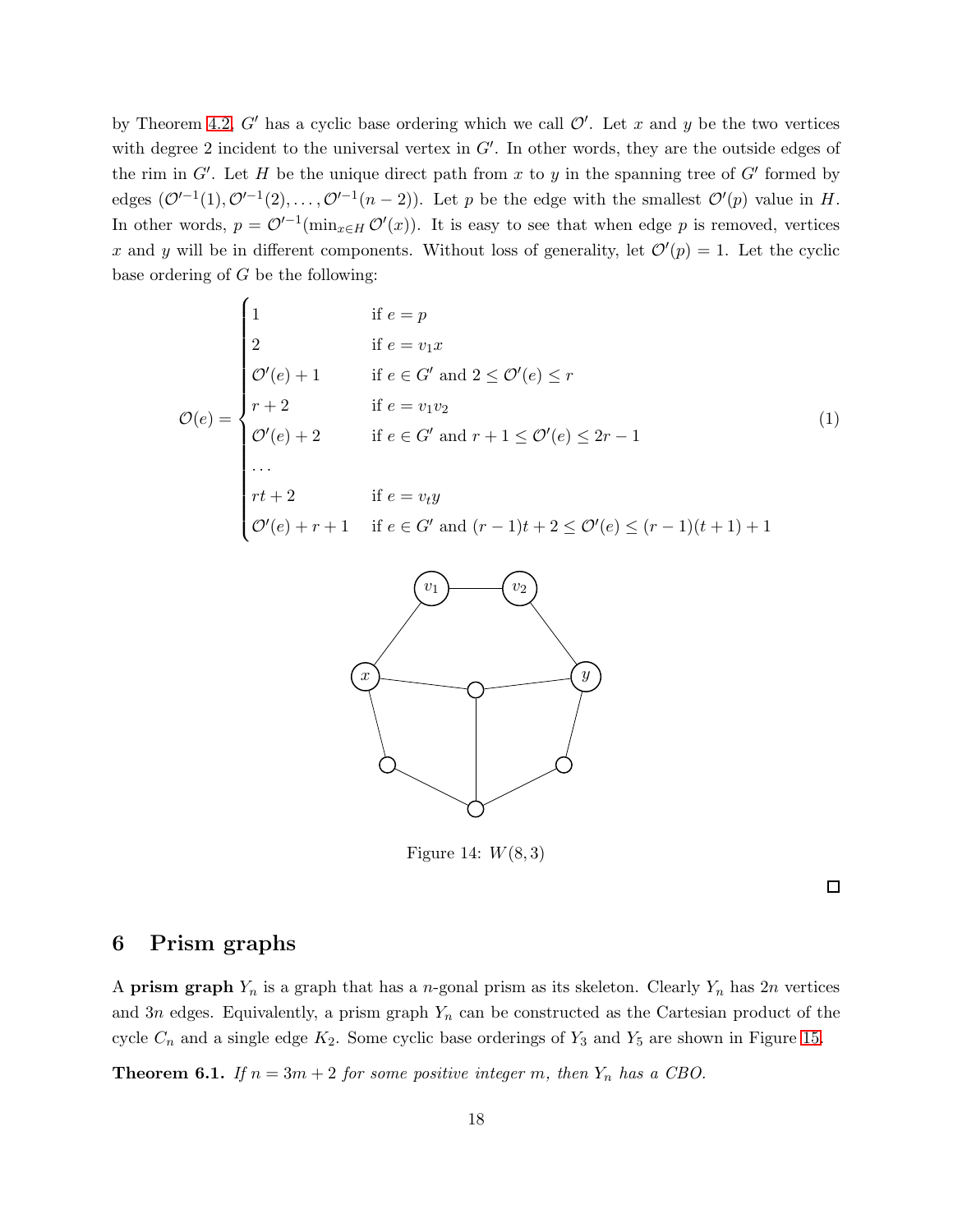by Theorem 4.2, $G'$ has a cyclic base ordering which we call $\mathcal{O}'$. Let $x$ and $y$ be the two vertices with degree 2 incident to the universal vertex in $G'$. In other words, they are the outside edges of the rim in $G'$. Let $H$ be the unique direct path from $x$ to $y$ in the spanning tree of $G'$ formed by edges $(\mathcal{O}'^{-1}(1), \mathcal{O}'^{-1}(2), \ldots, \mathcal{O}'^{-1}(n-2))$. Let $p$ be the edge with the smallest $\mathcal{O}'(p)$ value in $H$. In other words, $p = \mathcal{O}'^{-1}(\min_{x \in H} \mathcal{O}'(x))$. It is easy to see that when edge $p$ is removed, vertices $x$ and $y$ will be in different components. Without loss of generality, let $\mathcal{O}'(p) = 1$. Let the cyclic base ordering of $G$ be the following:

$$
\mathcal{O}(e) = \begin{cases}
1 & \text{if } e = p \\
2 & \text{if } e = v_1 x \\
\mathcal{O}'(e) + 1 & \text{if } e \in G' \text{ and } 2 \leq \mathcal{O}'(e) \leq r \\
r + 2 & \text{if } e = v_1 v_2 \\
\mathcal{O}'(e) + 2 & \text{if } e \in G' \text{ and } r + 1 \leq \mathcal{O}'(e) \leq 2r - 1 \\
\ldots & \\
rt + 2 & \text{if } e = v_t y \\
\mathcal{O}'(e) + r + 1 & \text{if } e \in G' \text{ and } (r-1)t + 2 \leq \mathcal{O}'(e) \leq (r-1)(t+1) + 1
\end{cases} \tag{1}
$$

Figure 14: $W(8, 3)$

□

## 6 Prism graphs

A **prism graph** $Y_n$ is a graph that has a $n$-gonal prism as its skeleton. Clearly $Y_n$ has $2n$ vertices and $3n$ edges. Equivalently, a prism graph $Y_n$ can be constructed as the Cartesian product of the cycle $C_n$ and a single edge $K_2$. Some cyclic base orderings of $Y_3$ and $Y_5$ are shown in Figure 15.

**Theorem 6.1.** *If $n = 3m + 2$ for some positive integer $m$, then $Y_n$ has a CBO.*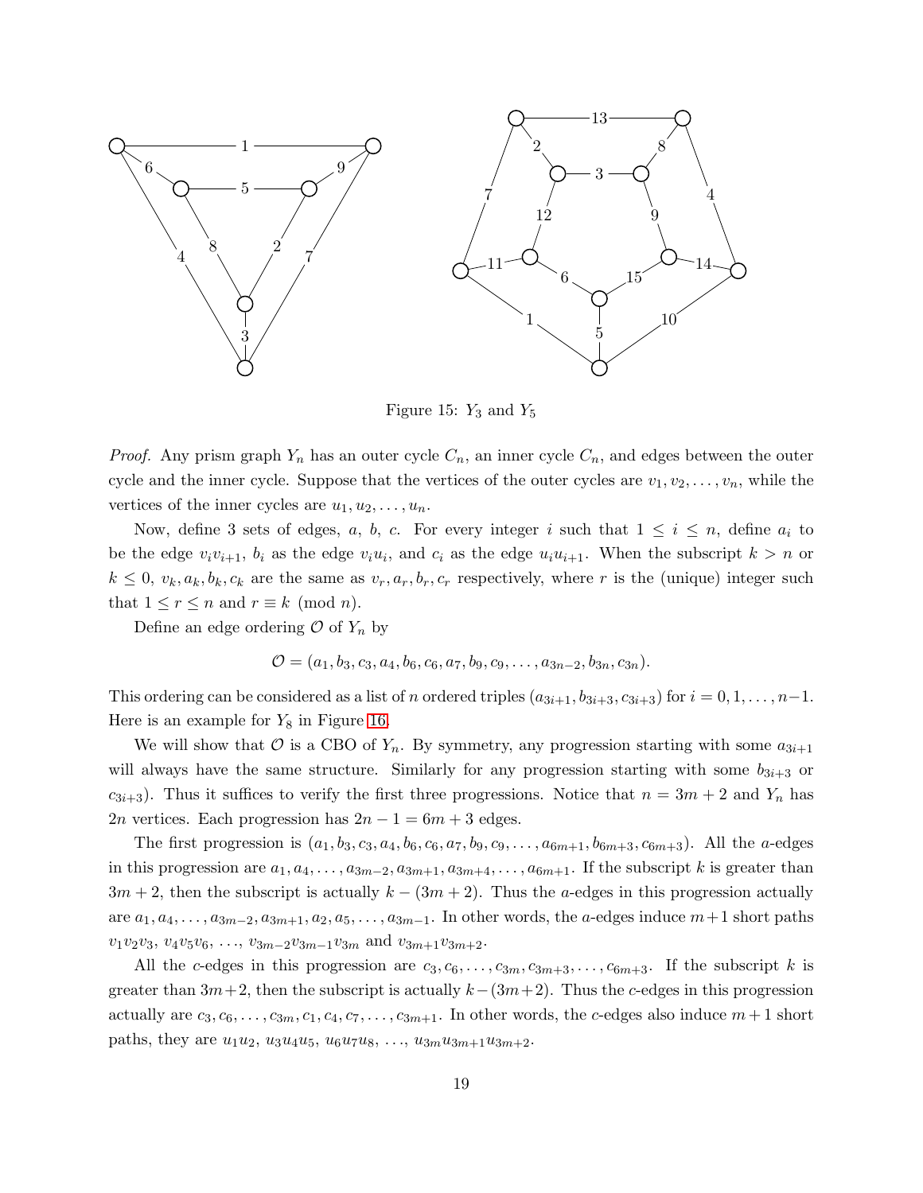Figure 15: $Y_3$ and $Y_5$

*Proof.* Any prism graph $Y_n$ has an outer cycle $C_n$, an inner cycle $C_n$, and edges between the outer cycle and the inner cycle. Suppose that the vertices of the outer cycles are $v_1, v_2, \ldots, v_n$, while the vertices of the inner cycles are $u_1, u_2, \ldots, u_n$.

Now, define 3 sets of edges, $a$, $b$, $c$. For every integer $i$ such that $1 \leq i \leq n$, define $a_i$ to be the edge $v_i v_{i+1}$, $b_i$ as the edge $v_i u_i$, and $c_i$ as the edge $u_i u_{i+1}$. When the subscript $k > n$ or $k \leq 0$, $v_k, a_k, b_k, c_k$ are the same as $v_r, a_r, b_r, c_r$ respectively, where $r$ is the (unique) integer such that $1 \leq r \leq n$ and $r \equiv k \pmod{n}$.

Define an edge ordering $\mathcal{O}$ of $Y_n$ by

$$\mathcal{O} = (a_1, b_3, c_3, a_4, b_6, c_6, a_7, b_9, c_9, \ldots, a_{3n-2}, b_{3n}, c_{3n}).$$

This ordering can be considered as a list of $n$ ordered triples $(a_{3i+1}, b_{3i+3}, c_{3i+3})$ for $i = 0, 1, \ldots, n-1$. Here is an example for $Y_8$ in Figure 16.

We will show that $\mathcal{O}$ is a CBO of $Y_n$. By symmetry, any progression starting with some $a_{3i+1}$ will always have the same structure. Similarly for any progression starting with some $b_{3i+3}$ or $c_{3i+3}$). Thus it suffices to verify the first three progressions. Notice that $n = 3m + 2$ and $Y_n$ has $2n$ vertices. Each progression has $2n - 1 = 6m + 3$ edges.

The first progression is $(a_1, b_3, c_3, a_4, b_6, c_6, a_7, b_9, c_9, \ldots, a_{6m+1}, b_{6m+3}, c_{6m+3})$. All the $a$-edges in this progression are $a_1, a_4, \ldots, a_{3m-2}, a_{3m+1}, a_{3m+4}, \ldots, a_{6m+1}$. If the subscript $k$ is greater than $3m + 2$, then the subscript is actually $k - (3m + 2)$. Thus the $a$-edges in this progression actually are $a_1, a_4, \ldots, a_{3m-2}, a_{3m+1}, a_2, a_5, \ldots, a_{3m-1}$. In other words, the $a$-edges induce $m+1$ short paths $v_1 v_2 v_3$, $v_4 v_5 v_6$, $\ldots$, $v_{3m-2} v_{3m-1} v_{3m}$ and $v_{3m+1} v_{3m+2}$.

All the $c$-edges in this progression are $c_3, c_6, \ldots, c_{3m}, c_{3m+3}, \ldots, c_{6m+3}$. If the subscript $k$ is greater than $3m+2$, then the subscript is actually $k-(3m+2)$. Thus the $c$-edges in this progression actually are $c_3, c_6, \ldots, c_{3m}, c_1, c_4, c_7, \ldots, c_{3m+1}$. In other words, the $c$-edges also induce $m+1$ short paths, they are $u_1 u_2$, $u_3 u_4 u_5$, $u_6 u_7 u_8$, $\ldots$, $u_{3m} u_{3m+1} u_{3m+2}$.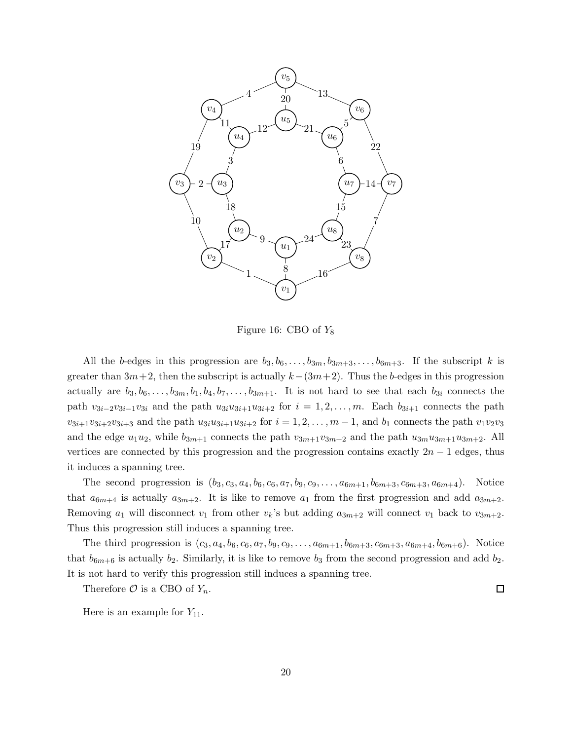Figure 16: CBO of $Y_8$

All the $b$-edges in this progression are $b_3, b_6, \ldots, b_{3m}, b_{3m+3}, \ldots, b_{6m+3}$. If the subscript $k$ is greater than $3m+2$, then the subscript is actually $k-(3m+2)$. Thus the $b$-edges in this progression actually are $b_3, b_6, \ldots, b_{3m}, b_1, b_4, b_7, \ldots, b_{3m+1}$. It is not hard to see that each $b_{3i}$ connects the path $v_{3i-2}v_{3i-1}v_{3i}$ and the path $u_{3i}u_{3i+1}u_{3i+2}$ for $i = 1, 2, \ldots, m$. Each $b_{3i+1}$ connects the path $v_{3i+1}v_{3i+2}v_{3i+3}$ and the path $u_{3i}u_{3i+1}u_{3i+2}$ for $i = 1, 2, \ldots, m-1$, and $b_1$ connects the path $v_1v_2v_3$ and the edge $u_1u_2$, while $b_{3m+1}$ connects the path $v_{3m+1}v_{3m+2}$ and the path $u_{3m}u_{3m+1}u_{3m+2}$. All vertices are connected by this progression and the progression contains exactly $2n-1$ edges, thus it induces a spanning tree.

The second progression is $(b_3, c_3, a_4, b_6, c_6, a_7, b_9, c_9, \ldots, a_{6m+1}, b_{6m+3}, c_{6m+3}, a_{6m+4})$. Notice that $a_{6m+4}$ is actually $a_{3m+2}$. It is like to remove $a_1$ from the first progression and add $a_{3m+2}$. Removing $a_1$ will disconnect $v_1$ from other $v_k$'s but adding $a_{3m+2}$ will connect $v_1$ back to $v_{3m+2}$. Thus this progression still induces a spanning tree.

The third progression is $(c_3, a_4, b_6, c_6, a_7, b_9, c_9, \ldots, a_{6m+1}, b_{6m+3}, c_{6m+3}, a_{6m+4}, b_{6m+6})$. Notice that $b_{6m+6}$ is actually $b_2$. Similarly, it is like to remove $b_3$ from the second progression and add $b_2$. It is not hard to verify this progression still induces a spanning tree.

Therefore $\mathcal{O}$ is a CBO of $Y_n$. □

Here is an example for $Y_{11}$.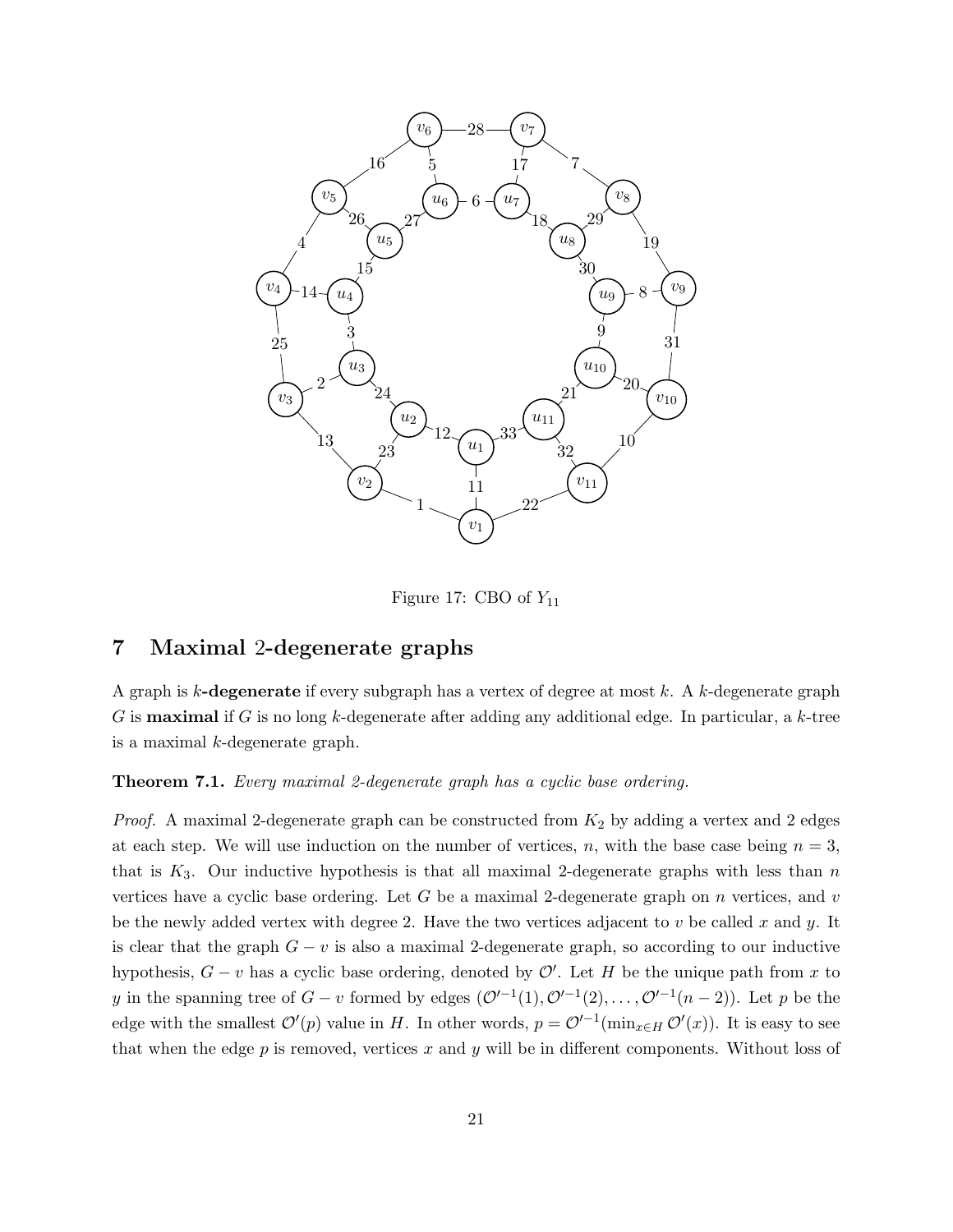Figure 17: CBO of $Y_{11}$

# 7 Maximal 2-degenerate graphs

A graph is $k$**-degenerate** if every subgraph has a vertex of degree at most $k$. A $k$-degenerate graph $G$ is **maximal** if $G$ is no long $k$-degenerate after adding any additional edge. In particular, a $k$-tree is a maximal $k$-degenerate graph.

**Theorem 7.1.** *Every maximal 2-degenerate graph has a cyclic base ordering.*

*Proof.* A maximal 2-degenerate graph can be constructed from $K_2$ by adding a vertex and 2 edges at each step. We will use induction on the number of vertices, $n$, with the base case being $n = 3$, that is $K_3$. Our inductive hypothesis is that all maximal 2-degenerate graphs with less than $n$ vertices have a cyclic base ordering. Let $G$ be a maximal 2-degenerate graph on $n$ vertices, and $v$ be the newly added vertex with degree 2. Have the two vertices adjacent to $v$ be called $x$ and $y$. It is clear that the graph $G - v$ is also a maximal 2-degenerate graph, so according to our inductive hypothesis, $G - v$ has a cyclic base ordering, denoted by $\mathcal{O}'$. Let $H$ be the unique path from $x$ to $y$ in the spanning tree of $G - v$ formed by edges $(\mathcal{O}'^{-1}(1), \mathcal{O}'^{-1}(2), \ldots, \mathcal{O}'^{-1}(n-2))$. Let $p$ be the edge with the smallest $\mathcal{O}'(p)$ value in $H$. In other words, $p = \mathcal{O}'^{-1}(\min_{x \in H} \mathcal{O}'(x))$. It is easy to see that when the edge $p$ is removed, vertices $x$ and $y$ will be in different components. Without loss of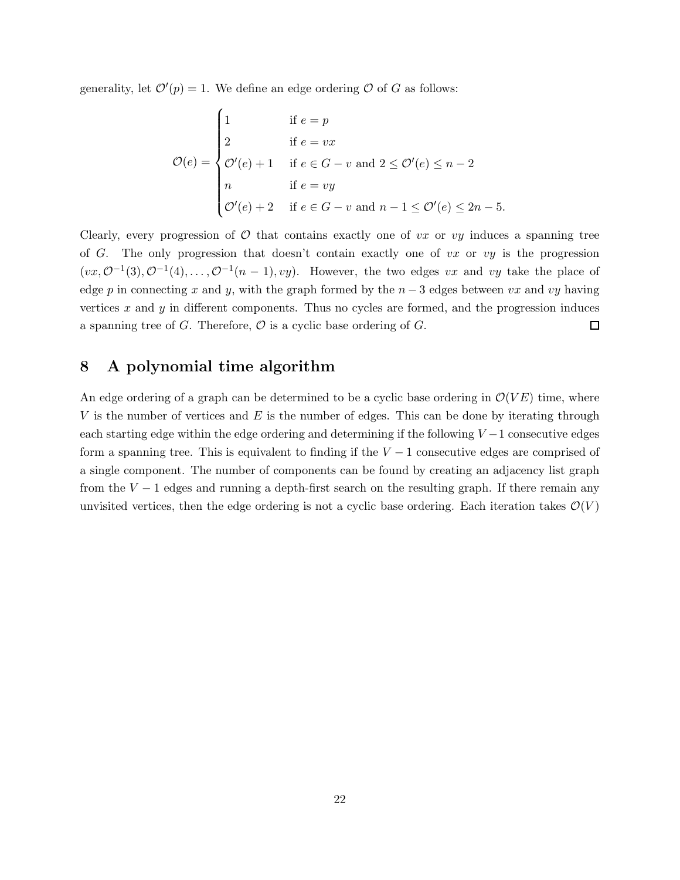generality, let $\mathcal{O}'(p) = 1$. We define an edge ordering $\mathcal{O}$ of $G$ as follows:

$$\mathcal{O}(e) = \begin{cases} 1 & \text{if } e = p \\ 2 & \text{if } e = vx \\ \mathcal{O}'(e) + 1 & \text{if } e \in G - v \text{ and } 2 \leq \mathcal{O}'(e) \leq n - 2 \\ n & \text{if } e = vy \\ \mathcal{O}'(e) + 2 & \text{if } e \in G - v \text{ and } n - 1 \leq \mathcal{O}'(e) \leq 2n - 5. \end{cases}$$

Clearly, every progression of $\mathcal{O}$ that contains exactly one of $vx$ or $vy$ induces a spanning tree of $G$. The only progression that doesn't contain exactly one of $vx$ or $vy$ is the progression $(vx, \mathcal{O}^{-1}(3), \mathcal{O}^{-1}(4), \ldots, \mathcal{O}^{-1}(n-1), vy)$. However, the two edges $vx$ and $vy$ take the place of edge $p$ in connecting $x$ and $y$, with the graph formed by the $n - 3$ edges between $vx$ and $vy$ having vertices $x$ and $y$ in different components. Thus no cycles are formed, and the progression induces a spanning tree of $G$. Therefore, $\mathcal{O}$ is a cyclic base ordering of $G$. □

## 8 A polynomial time algorithm

An edge ordering of a graph can be determined to be a cyclic base ordering in $\mathcal{O}(VE)$ time, where $V$ is the number of vertices and $E$ is the number of edges. This can be done by iterating through each starting edge within the edge ordering and determining if the following $V - 1$ consecutive edges form a spanning tree. This is equivalent to finding if the $V - 1$ consecutive edges are comprised of a single component. The number of components can be found by creating an adjacency list graph from the $V - 1$ edges and running a depth-first search on the resulting graph. If there remain any unvisited vertices, then the edge ordering is not a cyclic base ordering. Each iteration takes $\mathcal{O}(V)$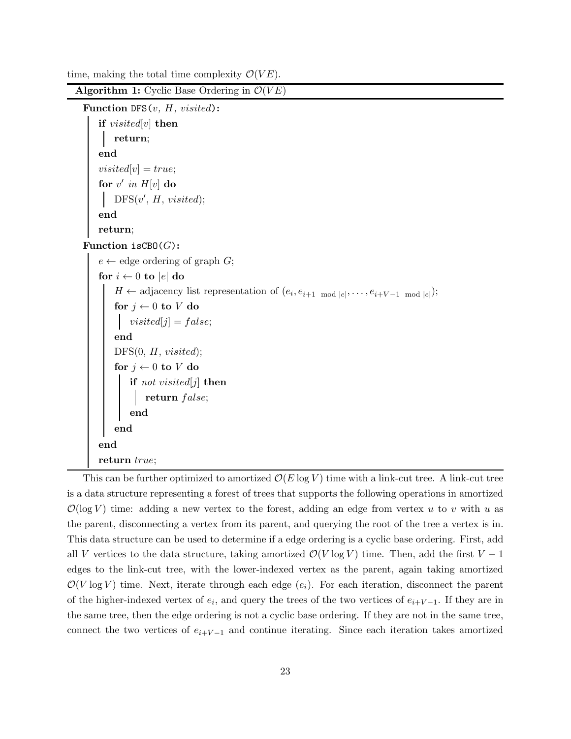time, making the total time complexity $\mathcal{O}(VE)$.

**Algorithm 1:** Cyclic Base Ordering in $\mathcal{O}(VE)$

```
Function DFS(v, H, visited):
    if visited[v] then
        return;
    end
    visited[v] = true;
    for v' in H[v] do
        DFS(v', H, visited);
    end
    return;
Function isCBO(G):
    e ← edge ordering of graph G;
    for i ← 0 to |e| do
        H ← adjacency list representation of (e_i, e_{i+1 mod |e|}, ..., e_{i+V-1 mod |e|});
        for j ← 0 to V do
            visited[j] = false;
        end
        DFS(0, H, visited);
        for j ← 0 to V do
            if not visited[j] then
                return false;
            end
        end
    end
    return true;
```

This can be further optimized to amortized $\mathcal{O}(E \log V)$ time with a link-cut tree. A link-cut tree is a data structure representing a forest of trees that supports the following operations in amortized $\mathcal{O}(\log V)$ time: adding a new vertex to the forest, adding an edge from vertex $u$ to $v$ with $u$ as the parent, disconnecting a vertex from its parent, and querying the root of the tree a vertex is in. This data structure can be used to determine if a edge ordering is a cyclic base ordering. First, add all $V$ vertices to the data structure, taking amortized $\mathcal{O}(V \log V)$ time. Then, add the first $V-1$ edges to the link-cut tree, with the lower-indexed vertex as the parent, again taking amortized $\mathcal{O}(V \log V)$ time. Next, iterate through each edge ($e_i$). For each iteration, disconnect the parent of the higher-indexed vertex of $e_i$, and query the trees of the two vertices of $e_{i+V-1}$. If they are in the same tree, then the edge ordering is not a cyclic base ordering. If they are not in the same tree, connect the two vertices of $e_{i+V-1}$ and continue iterating. Since each iteration takes amortized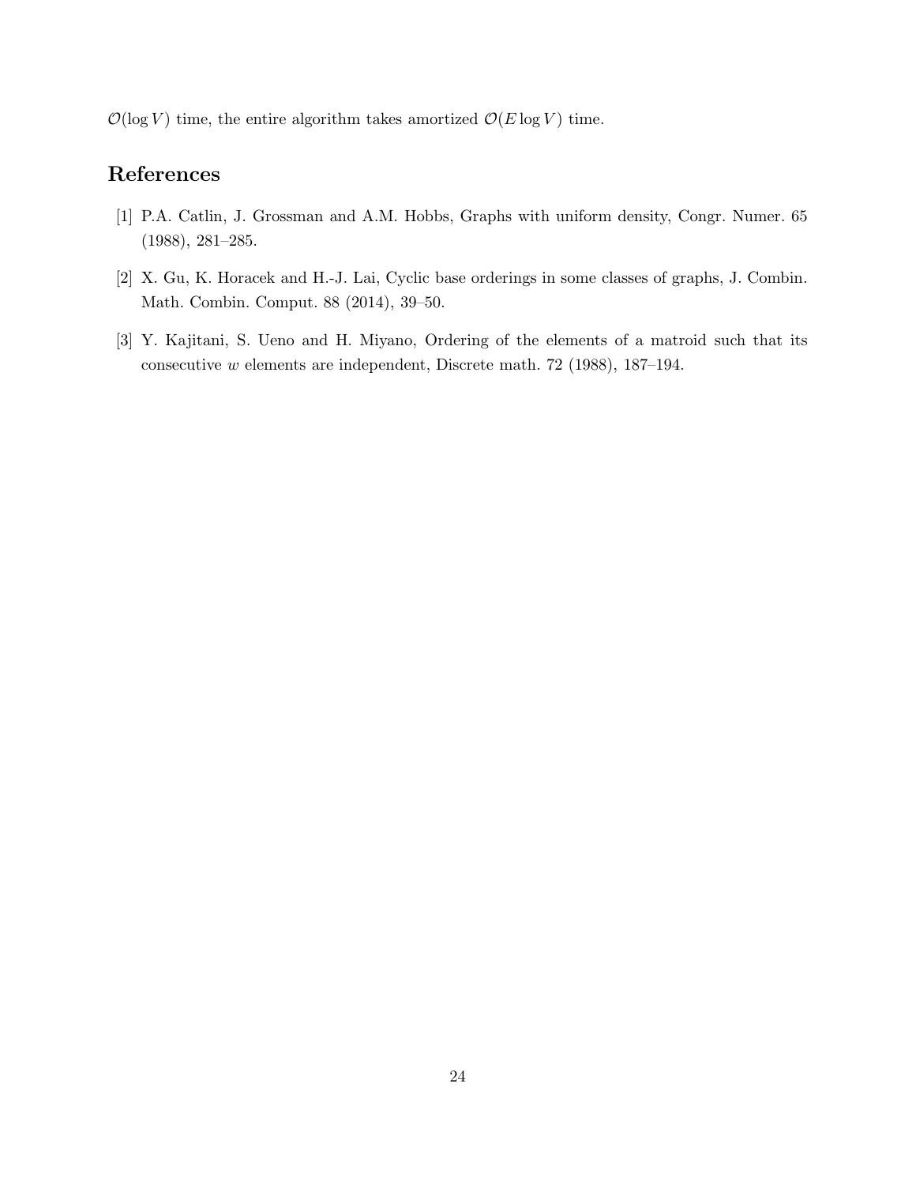$\mathcal{O}(\log V)$ time, the entire algorithm takes amortized $\mathcal{O}(E \log V)$ time.

## References

[1] P.A. Catlin, J. Grossman and A.M. Hobbs, Graphs with uniform density, Congr. Numer. 65 (1988), 281–285.

[2] X. Gu, K. Horacek and H.-J. Lai, Cyclic base orderings in some classes of graphs, J. Combin. Math. Combin. Comput. 88 (2014), 39–50.

[3] Y. Kajitani, S. Ueno and H. Miyano, Ordering of the elements of a matroid such that its consecutive $w$ elements are independent, Discrete math. 72 (1988), 187–194.